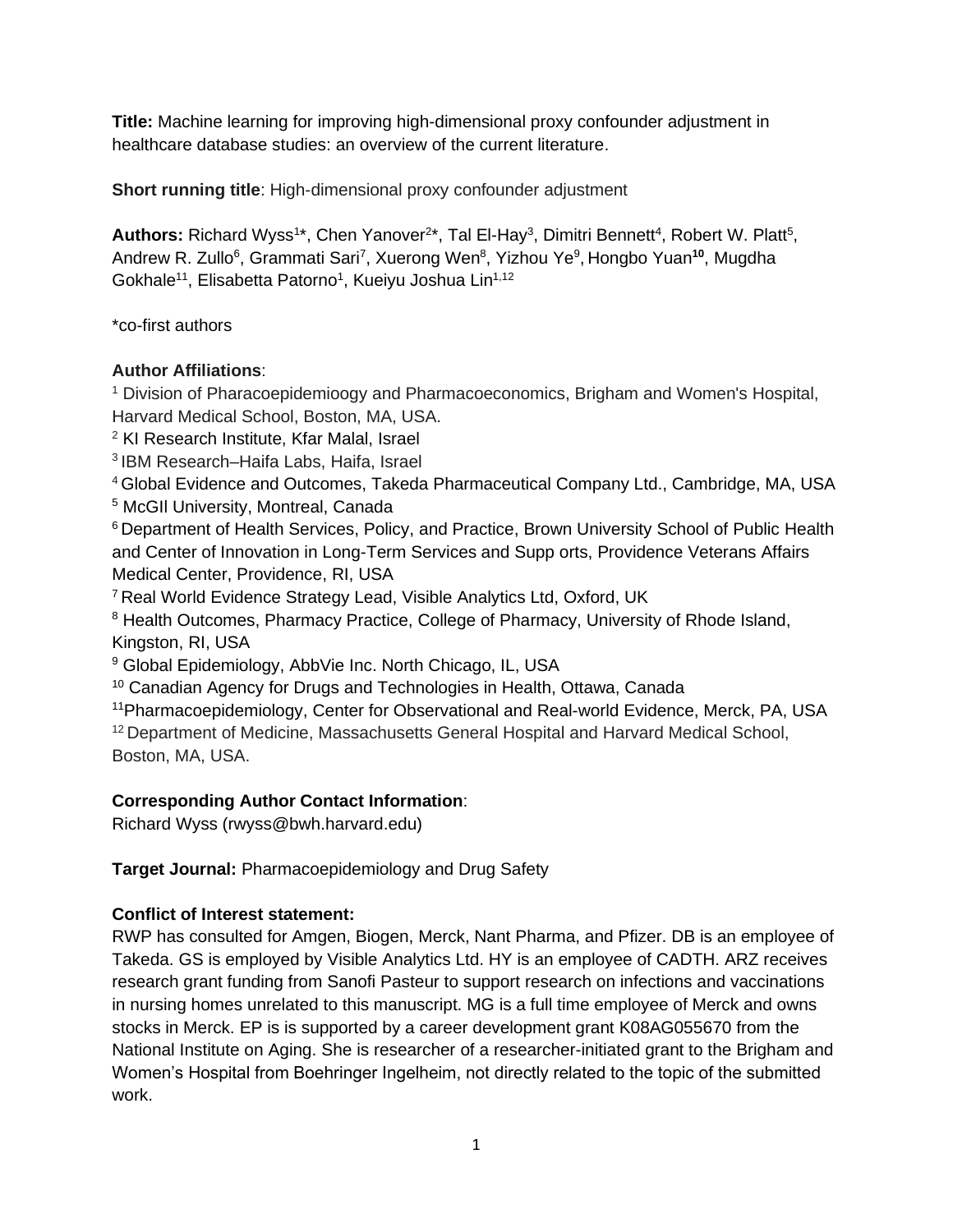**Title:** Machine learning for improving high-dimensional proxy confounder adjustment in healthcare database studies: an overview of the current literature.

**Short running title**: High-dimensional proxy confounder adjustment

**Authors:** Richard Wyss[1]*, Chen Yanover[2]*, Tal El-Hay[3], Dimitri Bennett[4], Robert W. Platt[5], Andrew R. Zullo[6], Grammati Sari[7], Xuerong Wen[8], Yizhou Ye[9], Hongbo Yuan[10], Mugdha Gokhale[11], Elisabetta Patorno[1], Kueiyu Joshua Lin[1,12]

*co-first authors

**Author Affiliations**:

[1] Division of Pharacoepidemioogy and Pharmacoeconomics, Brigham and Women's Hospital, Harvard Medical School, Boston, MA, USA.
[2] KI Research Institute, Kfar Malal, Israel
[3] IBM Research–Haifa Labs, Haifa, Israel
[4] Global Evidence and Outcomes, Takeda Pharmaceutical Company Ltd., Cambridge, MA, USA
[5] McGIl University, Montreal, Canada
[6] Department of Health Services, Policy, and Practice, Brown University School of Public Health and Center of Innovation in Long-Term Services and Supp orts, Providence Veterans Affairs Medical Center, Providence, RI, USA
[7] Real World Evidence Strategy Lead, Visible Analytics Ltd, Oxford, UK
[8] Health Outcomes, Pharmacy Practice, College of Pharmacy, University of Rhode Island, Kingston, RI, USA
[9] Global Epidemiology, AbbVie Inc. North Chicago, IL, USA
[10] Canadian Agency for Drugs and Technologies in Health, Ottawa, Canada
[11] Pharmacoepidemiology, Center for Observational and Real-world Evidence, Merck, PA, USA
[12] Department of Medicine, Massachusetts General Hospital and Harvard Medical School, Boston, MA, USA.

**Corresponding Author Contact Information**:
Richard Wyss (rwyss@bwh.harvard.edu)

**Target Journal:** Pharmacoepidemiology and Drug Safety

**Conflict of Interest statement:**
RWP has consulted for Amgen, Biogen, Merck, Nant Pharma, and Pfizer. DB is an employee of Takeda. GS is employed by Visible Analytics Ltd. HY is an employee of CADTH. ARZ receives research grant funding from Sanofi Pasteur to support research on infections and vaccinations in nursing homes unrelated to this manuscript. MG is a full time employee of Merck and owns stocks in Merck. EP is is supported by a career development grant K08AG055670 from the National Institute on Aging. She is researcher of a researcher-initiated grant to the Brigham and Women's Hospital from Boehringer Ingelheim, not directly related to the topic of the submitted work.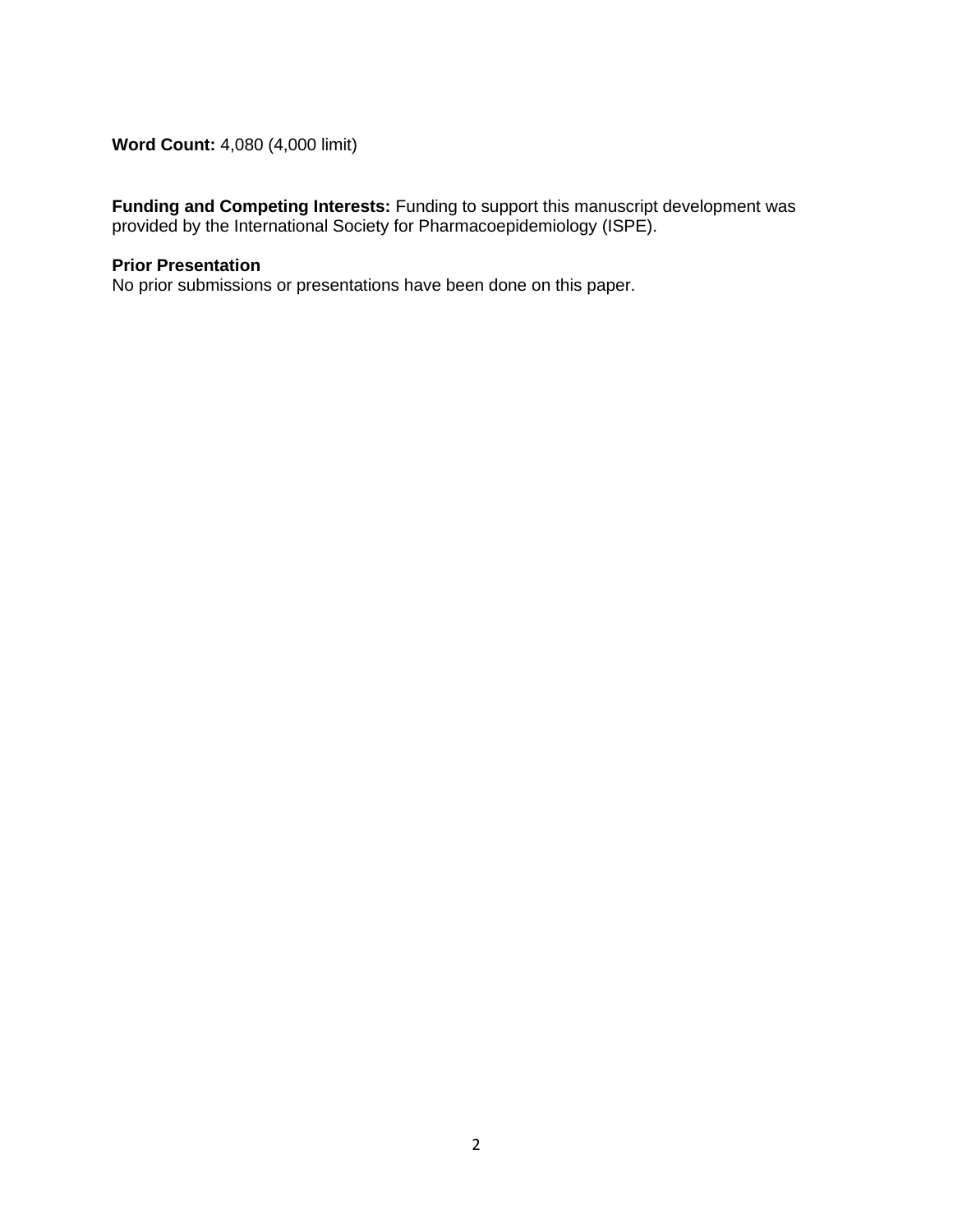**Word Count:** 4,080 (4,000 limit)

**Funding and Competing Interests:** Funding to support this manuscript development was provided by the International Society for Pharmacoepidemiology (ISPE).

**Prior Presentation**
No prior submissions or presentations have been done on this paper.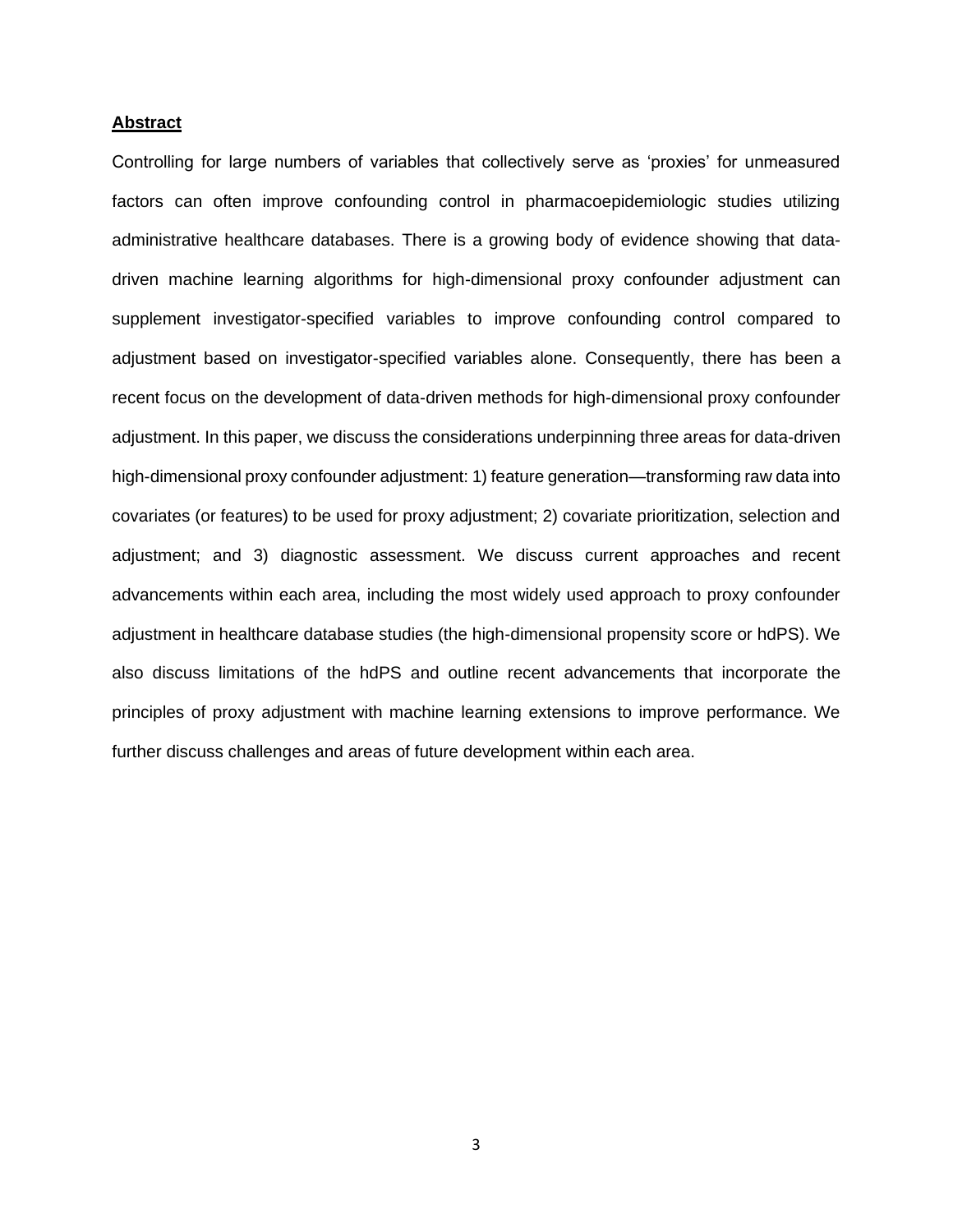## Abstract

Controlling for large numbers of variables that collectively serve as 'proxies' for unmeasured factors can often improve confounding control in pharmacoepidemiologic studies utilizing administrative healthcare databases. There is a growing body of evidence showing that data-driven machine learning algorithms for high-dimensional proxy confounder adjustment can supplement investigator-specified variables to improve confounding control compared to adjustment based on investigator-specified variables alone. Consequently, there has been a recent focus on the development of data-driven methods for high-dimensional proxy confounder adjustment. In this paper, we discuss the considerations underpinning three areas for data-driven high-dimensional proxy confounder adjustment: 1) feature generation—transforming raw data into covariates (or features) to be used for proxy adjustment; 2) covariate prioritization, selection and adjustment; and 3) diagnostic assessment. We discuss current approaches and recent advancements within each area, including the most widely used approach to proxy confounder adjustment in healthcare database studies (the high-dimensional propensity score or hdPS). We also discuss limitations of the hdPS and outline recent advancements that incorporate the principles of proxy adjustment with machine learning extensions to improve performance. We further discuss challenges and areas of future development within each area.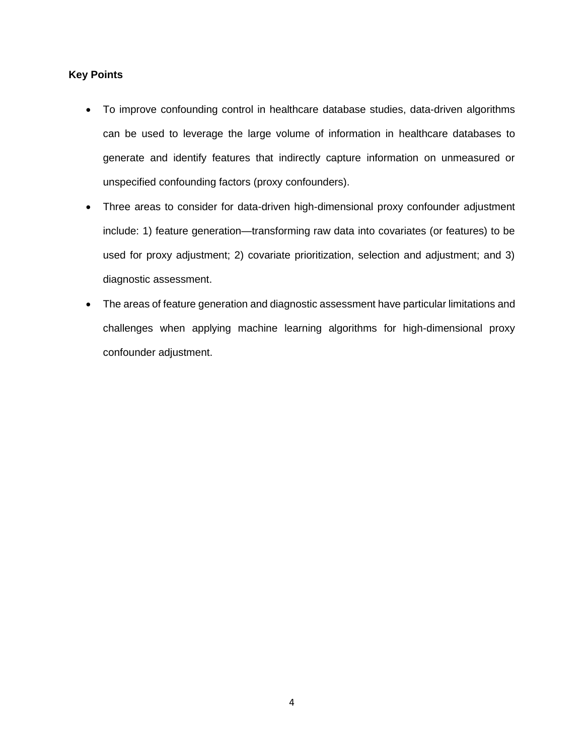**Key Points**

- To improve confounding control in healthcare database studies, data-driven algorithms can be used to leverage the large volume of information in healthcare databases to generate and identify features that indirectly capture information on unmeasured or unspecified confounding factors (proxy confounders).
- Three areas to consider for data-driven high-dimensional proxy confounder adjustment include: 1) feature generation—transforming raw data into covariates (or features) to be used for proxy adjustment; 2) covariate prioritization, selection and adjustment; and 3) diagnostic assessment.
- The areas of feature generation and diagnostic assessment have particular limitations and challenges when applying machine learning algorithms for high-dimensional proxy confounder adjustment.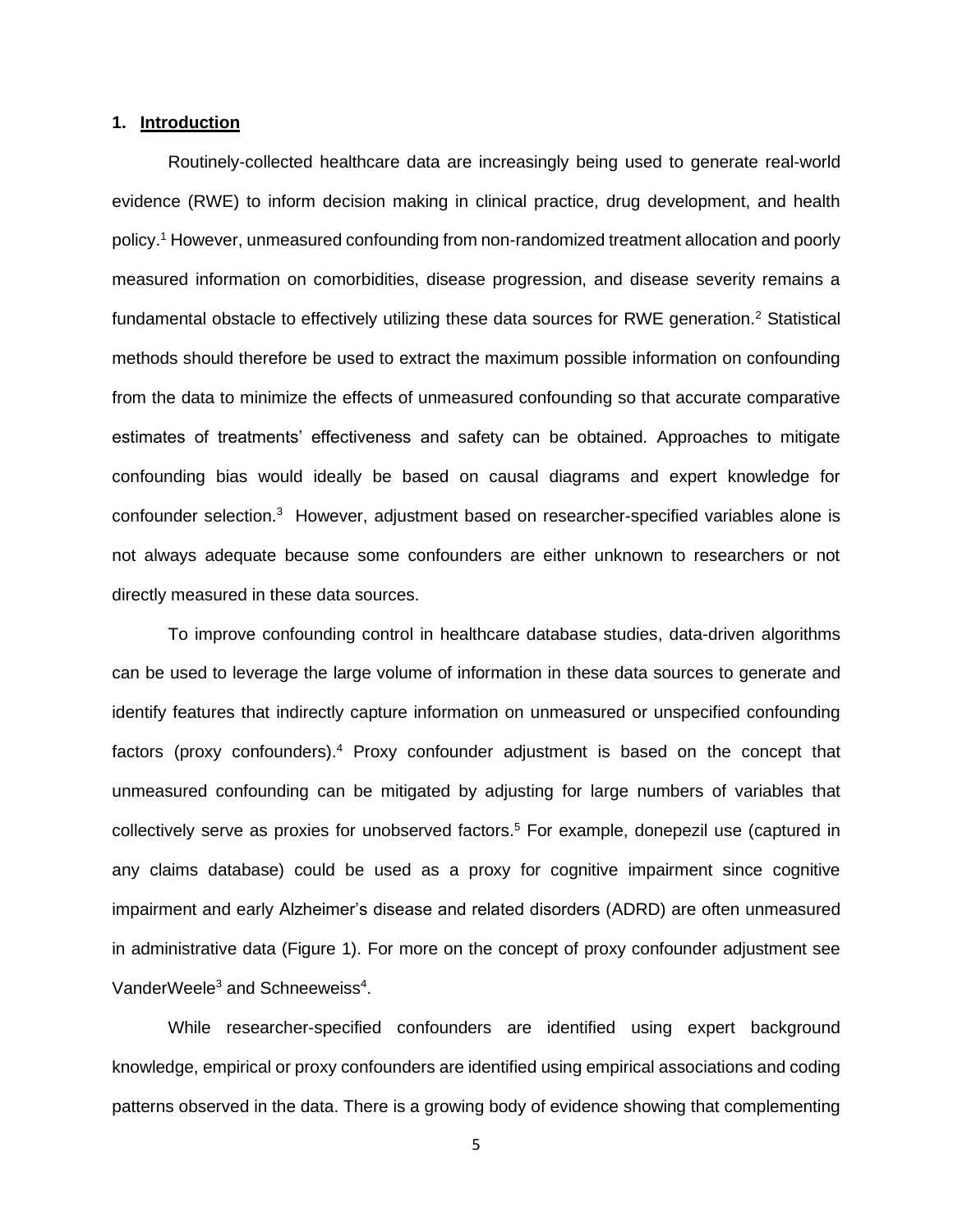## 1. Introduction

Routinely-collected healthcare data are increasingly being used to generate real-world evidence (RWE) to inform decision making in clinical practice, drug development, and health policy.[1] However, unmeasured confounding from non-randomized treatment allocation and poorly measured information on comorbidities, disease progression, and disease severity remains a fundamental obstacle to effectively utilizing these data sources for RWE generation.[2] Statistical methods should therefore be used to extract the maximum possible information on confounding from the data to minimize the effects of unmeasured confounding so that accurate comparative estimates of treatments' effectiveness and safety can be obtained. Approaches to mitigate confounding bias would ideally be based on causal diagrams and expert knowledge for confounder selection.[3] However, adjustment based on researcher-specified variables alone is not always adequate because some confounders are either unknown to researchers or not directly measured in these data sources.

To improve confounding control in healthcare database studies, data-driven algorithms can be used to leverage the large volume of information in these data sources to generate and identify features that indirectly capture information on unmeasured or unspecified confounding factors (proxy confounders).[4] Proxy confounder adjustment is based on the concept that unmeasured confounding can be mitigated by adjusting for large numbers of variables that collectively serve as proxies for unobserved factors.[5] For example, donepezil use (captured in any claims database) could be used as a proxy for cognitive impairment since cognitive impairment and early Alzheimer's disease and related disorders (ADRD) are often unmeasured in administrative data (Figure 1). For more on the concept of proxy confounder adjustment see VanderWeele[3] and Schneeweiss[4].

While researcher-specified confounders are identified using expert background knowledge, empirical or proxy confounders are identified using empirical associations and coding patterns observed in the data. There is a growing body of evidence showing that complementing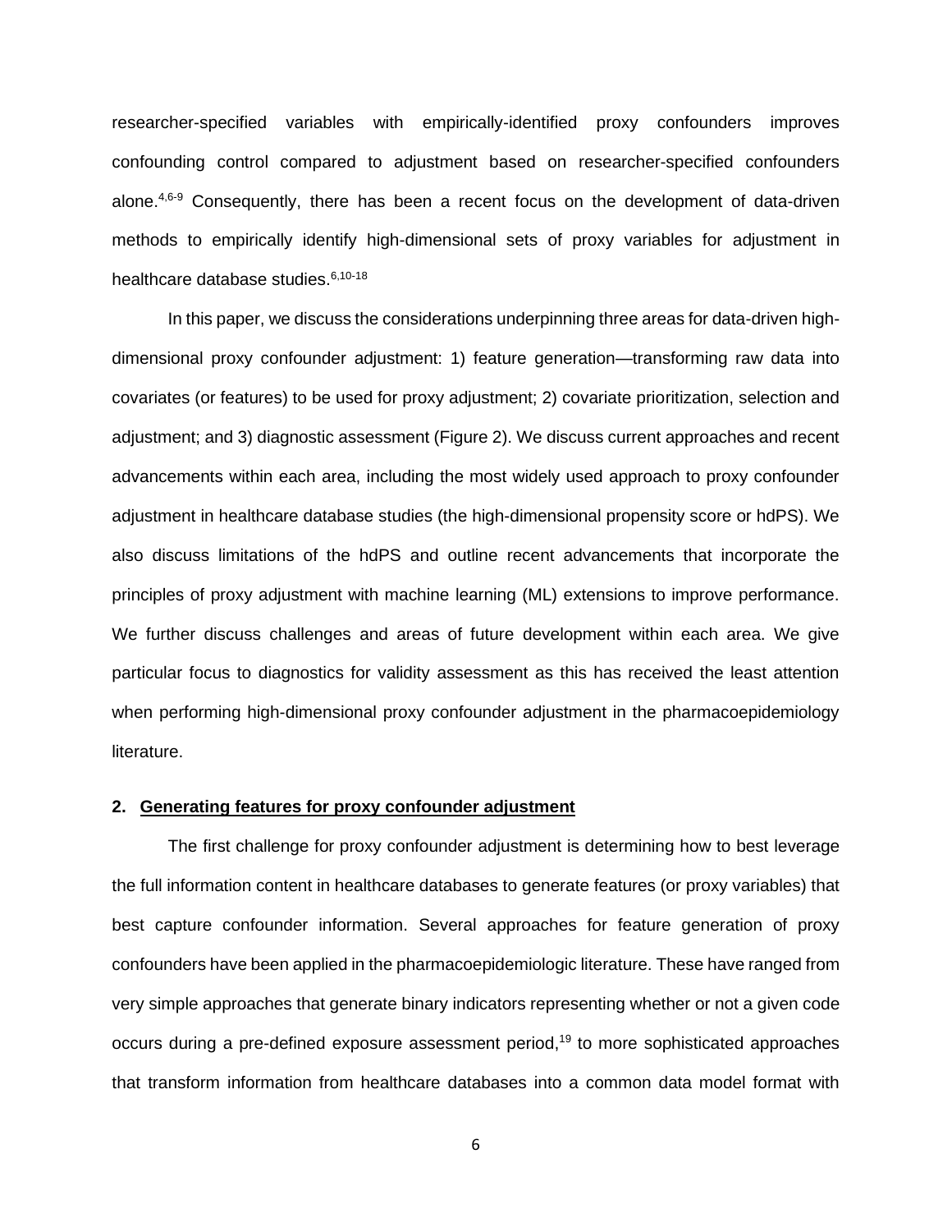researcher-specified variables with empirically-identified proxy confounders improves confounding control compared to adjustment based on researcher-specified confounders alone.[4,6-9] Consequently, there has been a recent focus on the development of data-driven methods to empirically identify high-dimensional sets of proxy variables for adjustment in healthcare database studies.[6,10-18]

In this paper, we discuss the considerations underpinning three areas for data-driven high-dimensional proxy confounder adjustment: 1) feature generation—transforming raw data into covariates (or features) to be used for proxy adjustment; 2) covariate prioritization, selection and adjustment; and 3) diagnostic assessment (Figure 2). We discuss current approaches and recent advancements within each area, including the most widely used approach to proxy confounder adjustment in healthcare database studies (the high-dimensional propensity score or hdPS). We also discuss limitations of the hdPS and outline recent advancements that incorporate the principles of proxy adjustment with machine learning (ML) extensions to improve performance. We further discuss challenges and areas of future development within each area. We give particular focus to diagnostics for validity assessment as this has received the least attention when performing high-dimensional proxy confounder adjustment in the pharmacoepidemiology literature.

## 2. Generating features for proxy confounder adjustment

The first challenge for proxy confounder adjustment is determining how to best leverage the full information content in healthcare databases to generate features (or proxy variables) that best capture confounder information. Several approaches for feature generation of proxy confounders have been applied in the pharmacoepidemiologic literature. These have ranged from very simple approaches that generate binary indicators representing whether or not a given code occurs during a pre-defined exposure assessment period,[19] to more sophisticated approaches that transform information from healthcare databases into a common data model format with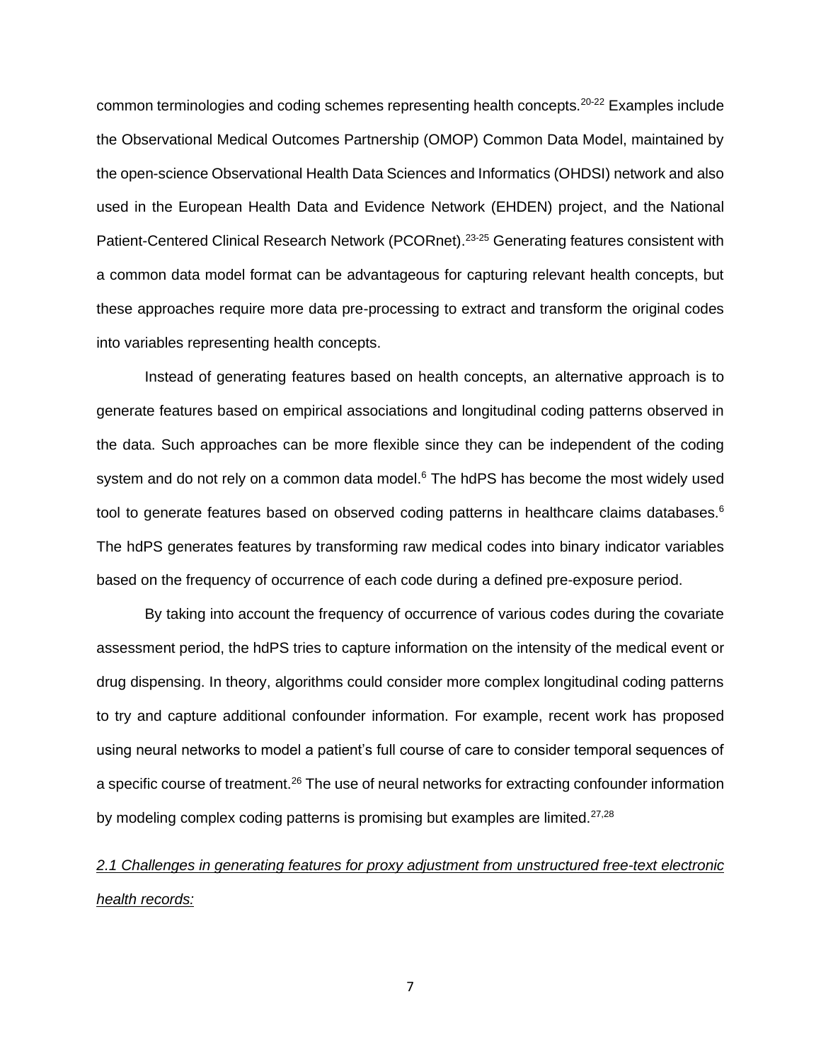common terminologies and coding schemes representing health concepts.[20-22] Examples include the Observational Medical Outcomes Partnership (OMOP) Common Data Model, maintained by the open-science Observational Health Data Sciences and Informatics (OHDSI) network and also used in the European Health Data and Evidence Network (EHDEN) project, and the National Patient-Centered Clinical Research Network (PCORnet).[23-25] Generating features consistent with a common data model format can be advantageous for capturing relevant health concepts, but these approaches require more data pre-processing to extract and transform the original codes into variables representing health concepts.

Instead of generating features based on health concepts, an alternative approach is to generate features based on empirical associations and longitudinal coding patterns observed in the data. Such approaches can be more flexible since they can be independent of the coding system and do not rely on a common data model.[6] The hdPS has become the most widely used tool to generate features based on observed coding patterns in healthcare claims databases.[6] The hdPS generates features by transforming raw medical codes into binary indicator variables based on the frequency of occurrence of each code during a defined pre-exposure period.

By taking into account the frequency of occurrence of various codes during the covariate assessment period, the hdPS tries to capture information on the intensity of the medical event or drug dispensing. In theory, algorithms could consider more complex longitudinal coding patterns to try and capture additional confounder information. For example, recent work has proposed using neural networks to model a patient's full course of care to consider temporal sequences of a specific course of treatment.[26] The use of neural networks for extracting confounder information by modeling complex coding patterns is promising but examples are limited.[27,28]

### *2.1 Challenges in generating features for proxy adjustment from unstructured free-text electronic health records:*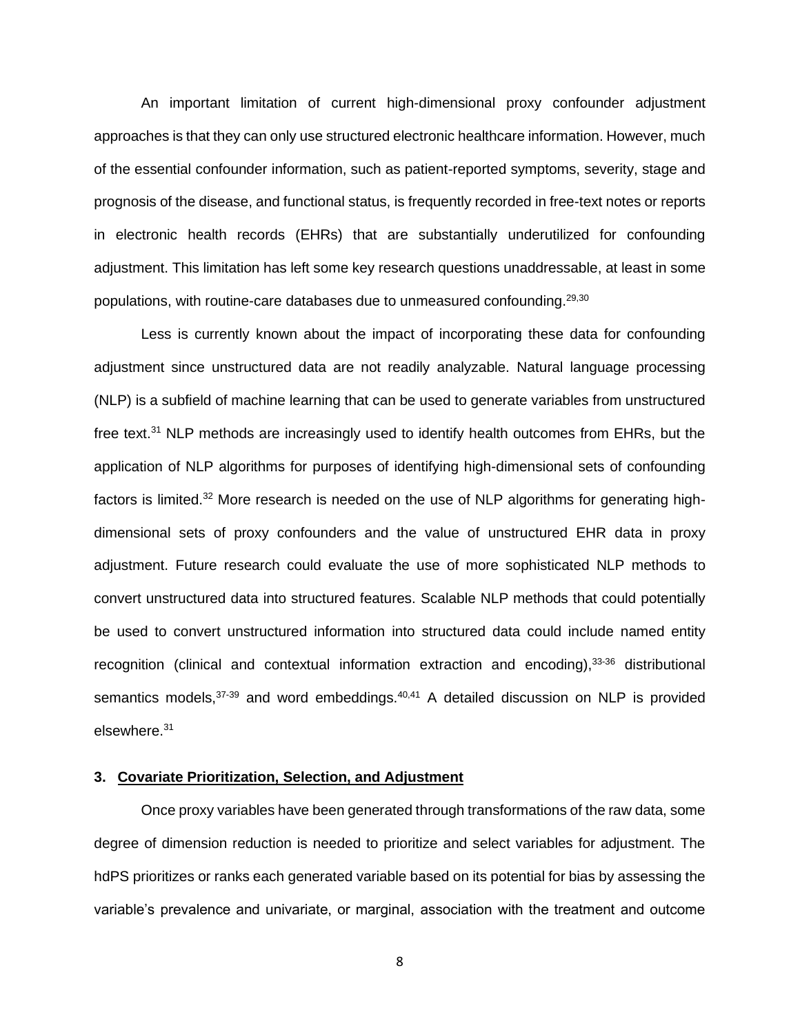An important limitation of current high-dimensional proxy confounder adjustment approaches is that they can only use structured electronic healthcare information. However, much of the essential confounder information, such as patient-reported symptoms, severity, stage and prognosis of the disease, and functional status, is frequently recorded in free-text notes or reports in electronic health records (EHRs) that are substantially underutilized for confounding adjustment. This limitation has left some key research questions unaddressable, at least in some populations, with routine-care databases due to unmeasured confounding.[29,30]

Less is currently known about the impact of incorporating these data for confounding adjustment since unstructured data are not readily analyzable. Natural language processing (NLP) is a subfield of machine learning that can be used to generate variables from unstructured free text.[31] NLP methods are increasingly used to identify health outcomes from EHRs, but the application of NLP algorithms for purposes of identifying high-dimensional sets of confounding factors is limited.[32] More research is needed on the use of NLP algorithms for generating high-dimensional sets of proxy confounders and the value of unstructured EHR data in proxy adjustment. Future research could evaluate the use of more sophisticated NLP methods to convert unstructured data into structured features. Scalable NLP methods that could potentially be used to convert unstructured information into structured data could include named entity recognition (clinical and contextual information extraction and encoding),[33-36] distributional semantics models,[37-39] and word embeddings.[40,41] A detailed discussion on NLP is provided elsewhere.[31]

### 3. Covariate Prioritization, Selection, and Adjustment

Once proxy variables have been generated through transformations of the raw data, some degree of dimension reduction is needed to prioritize and select variables for adjustment. The hdPS prioritizes or ranks each generated variable based on its potential for bias by assessing the variable's prevalence and univariate, or marginal, association with the treatment and outcome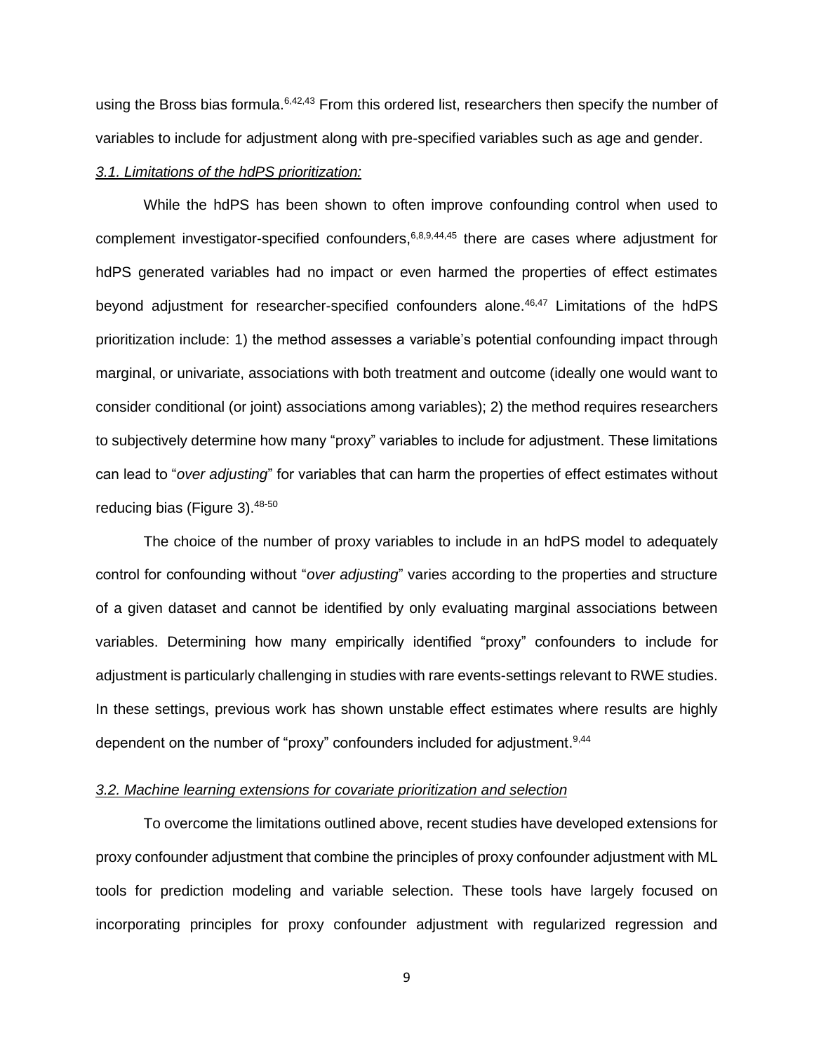using the Bross bias formula.[6,42,43] From this ordered list, researchers then specify the number of variables to include for adjustment along with pre-specified variables such as age and gender.

### *3.1. Limitations of the hdPS prioritization:*

While the hdPS has been shown to often improve confounding control when used to complement investigator-specified confounders,[6,8,9,44,45] there are cases where adjustment for hdPS generated variables had no impact or even harmed the properties of effect estimates beyond adjustment for researcher-specified confounders alone.[46,47] Limitations of the hdPS prioritization include: 1) the method assesses a variable's potential confounding impact through marginal, or univariate, associations with both treatment and outcome (ideally one would want to consider conditional (or joint) associations among variables); 2) the method requires researchers to subjectively determine how many "proxy" variables to include for adjustment. These limitations can lead to "*over adjusting*" for variables that can harm the properties of effect estimates without reducing bias (Figure 3).[48-50]

The choice of the number of proxy variables to include in an hdPS model to adequately control for confounding without "*over adjusting*" varies according to the properties and structure of a given dataset and cannot be identified by only evaluating marginal associations between variables. Determining how many empirically identified "proxy" confounders to include for adjustment is particularly challenging in studies with rare events-settings relevant to RWE studies. In these settings, previous work has shown unstable effect estimates where results are highly dependent on the number of "proxy" confounders included for adjustment.[9,44]

### *3.2. Machine learning extensions for covariate prioritization and selection*

To overcome the limitations outlined above, recent studies have developed extensions for proxy confounder adjustment that combine the principles of proxy confounder adjustment with ML tools for prediction modeling and variable selection. These tools have largely focused on incorporating principles for proxy confounder adjustment with regularized regression and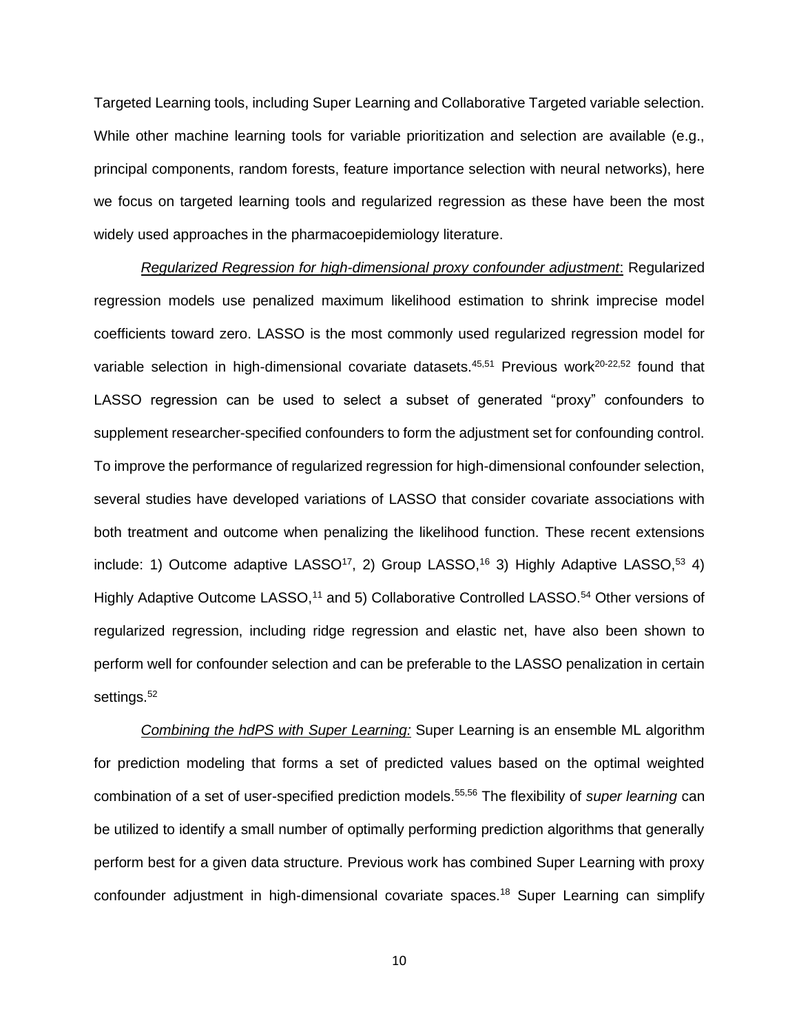Targeted Learning tools, including Super Learning and Collaborative Targeted variable selection. While other machine learning tools for variable prioritization and selection are available (e.g., principal components, random forests, feature importance selection with neural networks), here we focus on targeted learning tools and regularized regression as these have been the most widely used approaches in the pharmacoepidemiology literature.

*Regularized Regression for high-dimensional proxy confounder adjustment*: Regularized regression models use penalized maximum likelihood estimation to shrink imprecise model coefficients toward zero. LASSO is the most commonly used regularized regression model for variable selection in high-dimensional covariate datasets.[45,51] Previous work[20-22,52] found that LASSO regression can be used to select a subset of generated "proxy" confounders to supplement researcher-specified confounders to form the adjustment set for confounding control. To improve the performance of regularized regression for high-dimensional confounder selection, several studies have developed variations of LASSO that consider covariate associations with both treatment and outcome when penalizing the likelihood function. These recent extensions include: 1) Outcome adaptive LASSO[17], 2) Group LASSO,[16] 3) Highly Adaptive LASSO,[53] 4) Highly Adaptive Outcome LASSO,[11] and 5) Collaborative Controlled LASSO.[54] Other versions of regularized regression, including ridge regression and elastic net, have also been shown to perform well for confounder selection and can be preferable to the LASSO penalization in certain settings.[52]

*Combining the hdPS with Super Learning:* Super Learning is an ensemble ML algorithm for prediction modeling that forms a set of predicted values based on the optimal weighted combination of a set of user-specified prediction models.[55,56] The flexibility of *super learning* can be utilized to identify a small number of optimally performing prediction algorithms that generally perform best for a given data structure. Previous work has combined Super Learning with proxy confounder adjustment in high-dimensional covariate spaces.[18] Super Learning can simplify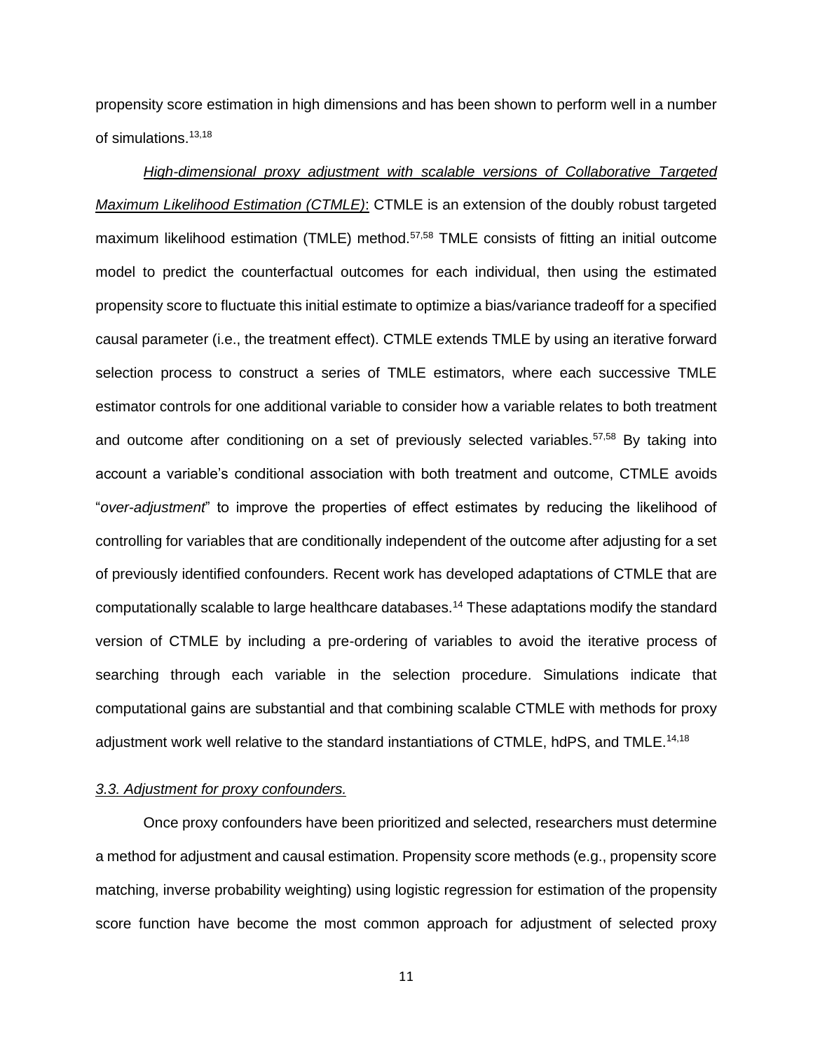propensity score estimation in high dimensions and has been shown to perform well in a number of simulations.[13,18]

*High-dimensional proxy adjustment with scalable versions of Collaborative Targeted Maximum Likelihood Estimation (CTMLE)*: CTMLE is an extension of the doubly robust targeted maximum likelihood estimation (TMLE) method.[57,58] TMLE consists of fitting an initial outcome model to predict the counterfactual outcomes for each individual, then using the estimated propensity score to fluctuate this initial estimate to optimize a bias/variance tradeoff for a specified causal parameter (i.e., the treatment effect). CTMLE extends TMLE by using an iterative forward selection process to construct a series of TMLE estimators, where each successive TMLE estimator controls for one additional variable to consider how a variable relates to both treatment and outcome after conditioning on a set of previously selected variables.[57,58] By taking into account a variable's conditional association with both treatment and outcome, CTMLE avoids "*over-adjustment*" to improve the properties of effect estimates by reducing the likelihood of controlling for variables that are conditionally independent of the outcome after adjusting for a set of previously identified confounders. Recent work has developed adaptations of CTMLE that are computationally scalable to large healthcare databases.[14] These adaptations modify the standard version of CTMLE by including a pre-ordering of variables to avoid the iterative process of searching through each variable in the selection procedure. Simulations indicate that computational gains are substantial and that combining scalable CTMLE with methods for proxy adjustment work well relative to the standard instantiations of CTMLE, hdPS, and TMLE.[14,18]

### *3.3. Adjustment for proxy confounders.*

Once proxy confounders have been prioritized and selected, researchers must determine a method for adjustment and causal estimation. Propensity score methods (e.g., propensity score matching, inverse probability weighting) using logistic regression for estimation of the propensity score function have become the most common approach for adjustment of selected proxy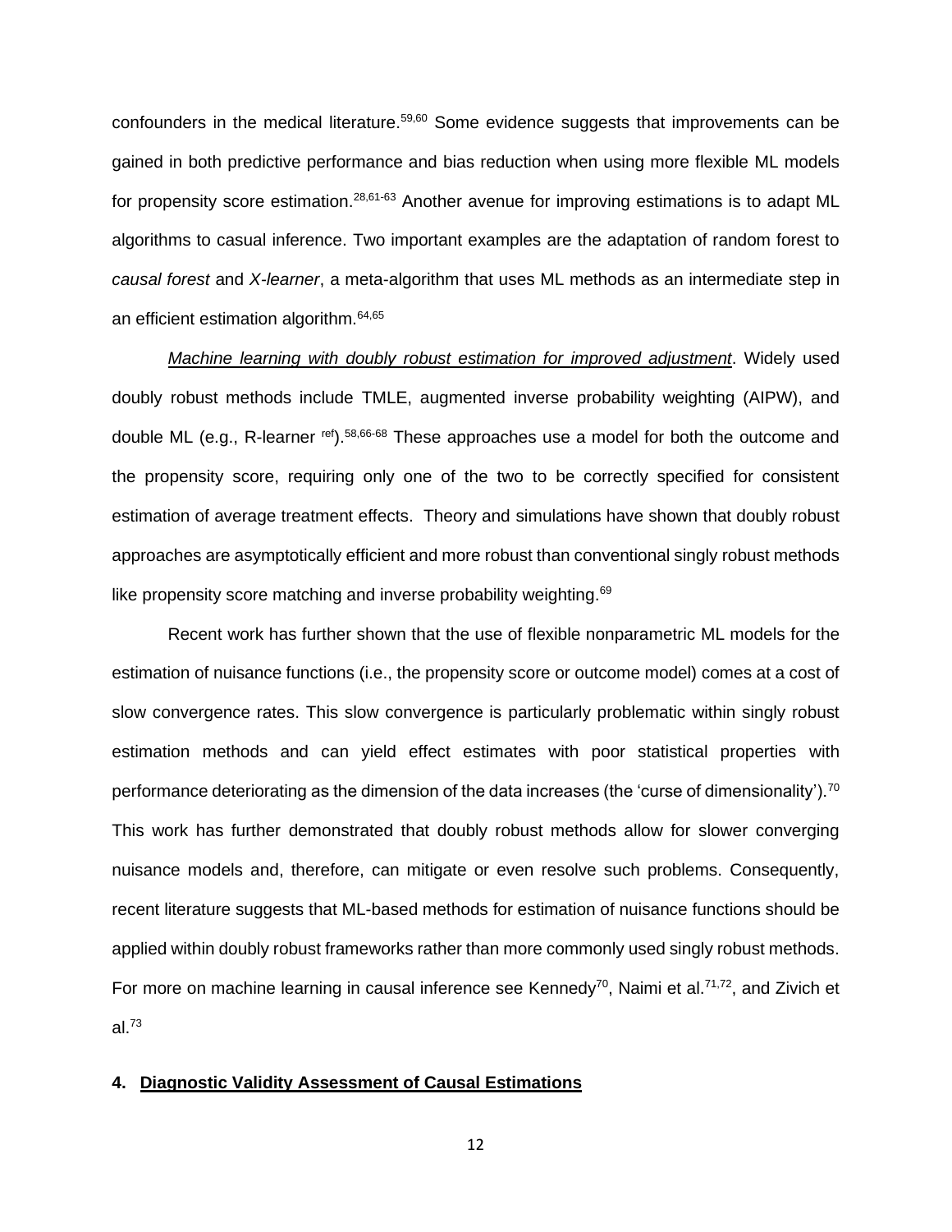confounders in the medical literature.[59,60] Some evidence suggests that improvements can be gained in both predictive performance and bias reduction when using more flexible ML models for propensity score estimation.[28,61-63] Another avenue for improving estimations is to adapt ML algorithms to casual inference. Two important examples are the adaptation of random forest to *causal forest* and *X-learner*, a meta-algorithm that uses ML methods as an intermediate step in an efficient estimation algorithm.[64,65]

*Machine learning with doubly robust estimation for improved adjustment*. Widely used doubly robust methods include TMLE, augmented inverse probability weighting (AIPW), and double ML (e.g., R-learner [ref]).[58,66-68] These approaches use a model for both the outcome and the propensity score, requiring only one of the two to be correctly specified for consistent estimation of average treatment effects. Theory and simulations have shown that doubly robust approaches are asymptotically efficient and more robust than conventional singly robust methods like propensity score matching and inverse probability weighting.[69]

Recent work has further shown that the use of flexible nonparametric ML models for the estimation of nuisance functions (i.e., the propensity score or outcome model) comes at a cost of slow convergence rates. This slow convergence is particularly problematic within singly robust estimation methods and can yield effect estimates with poor statistical properties with performance deteriorating as the dimension of the data increases (the 'curse of dimensionality').[70] This work has further demonstrated that doubly robust methods allow for slower converging nuisance models and, therefore, can mitigate or even resolve such problems. Consequently, recent literature suggests that ML-based methods for estimation of nuisance functions should be applied within doubly robust frameworks rather than more commonly used singly robust methods. For more on machine learning in causal inference see Kennedy[70], Naimi et al.[71,72], and Zivich et al.[73]

## 4. Diagnostic Validity Assessment of Causal Estimations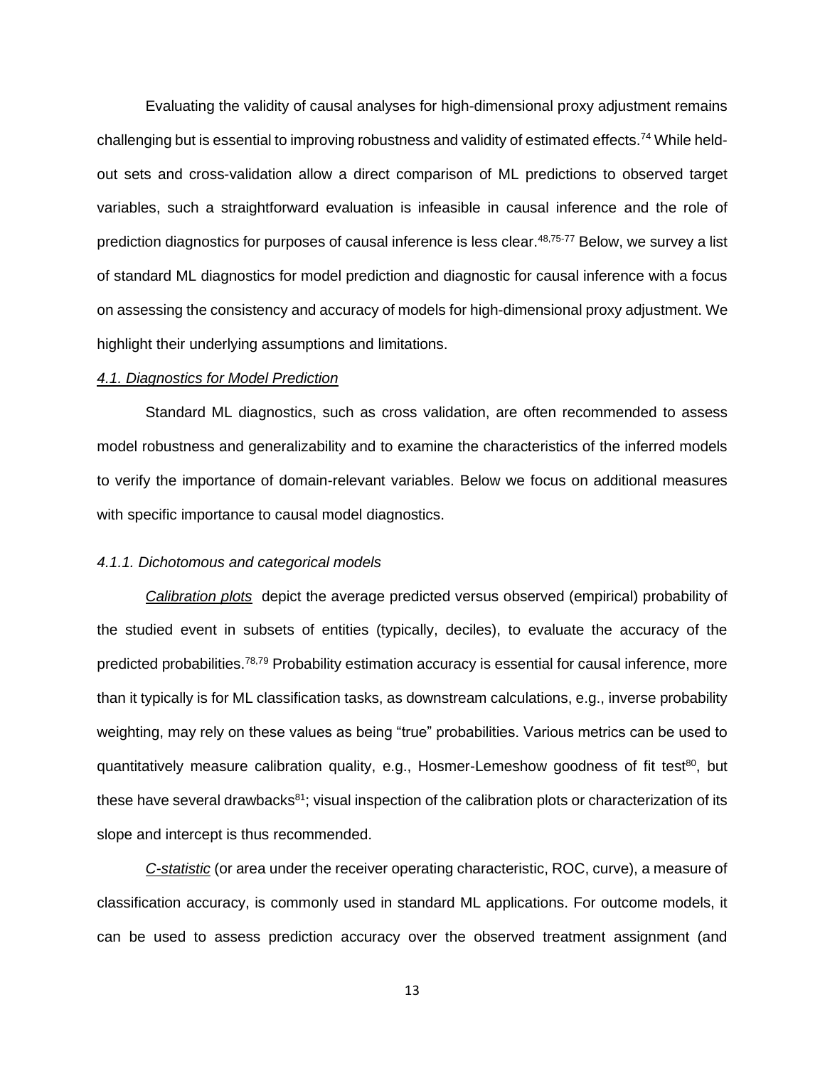Evaluating the validity of causal analyses for high-dimensional proxy adjustment remains challenging but is essential to improving robustness and validity of estimated effects.[74] While held-out sets and cross-validation allow a direct comparison of ML predictions to observed target variables, such a straightforward evaluation is infeasible in causal inference and the role of prediction diagnostics for purposes of causal inference is less clear.[48,75-77] Below, we survey a list of standard ML diagnostics for model prediction and diagnostic for causal inference with a focus on assessing the consistency and accuracy of models for high-dimensional proxy adjustment. We highlight their underlying assumptions and limitations.

### *4.1. Diagnostics for Model Prediction*

Standard ML diagnostics, such as cross validation, are often recommended to assess model robustness and generalizability and to examine the characteristics of the inferred models to verify the importance of domain-relevant variables. Below we focus on additional measures with specific importance to causal model diagnostics.

#### *4.1.1. Dichotomous and categorical models*

*Calibration plots* depict the average predicted versus observed (empirical) probability of the studied event in subsets of entities (typically, deciles), to evaluate the accuracy of the predicted probabilities.[78,79] Probability estimation accuracy is essential for causal inference, more than it typically is for ML classification tasks, as downstream calculations, e.g., inverse probability weighting, may rely on these values as being "true" probabilities. Various metrics can be used to quantitatively measure calibration quality, e.g., Hosmer-Lemeshow goodness of fit test[80], but these have several drawbacks[81]; visual inspection of the calibration plots or characterization of its slope and intercept is thus recommended.

*C-statistic* (or area under the receiver operating characteristic, ROC, curve), a measure of classification accuracy, is commonly used in standard ML applications. For outcome models, it can be used to assess prediction accuracy over the observed treatment assignment (and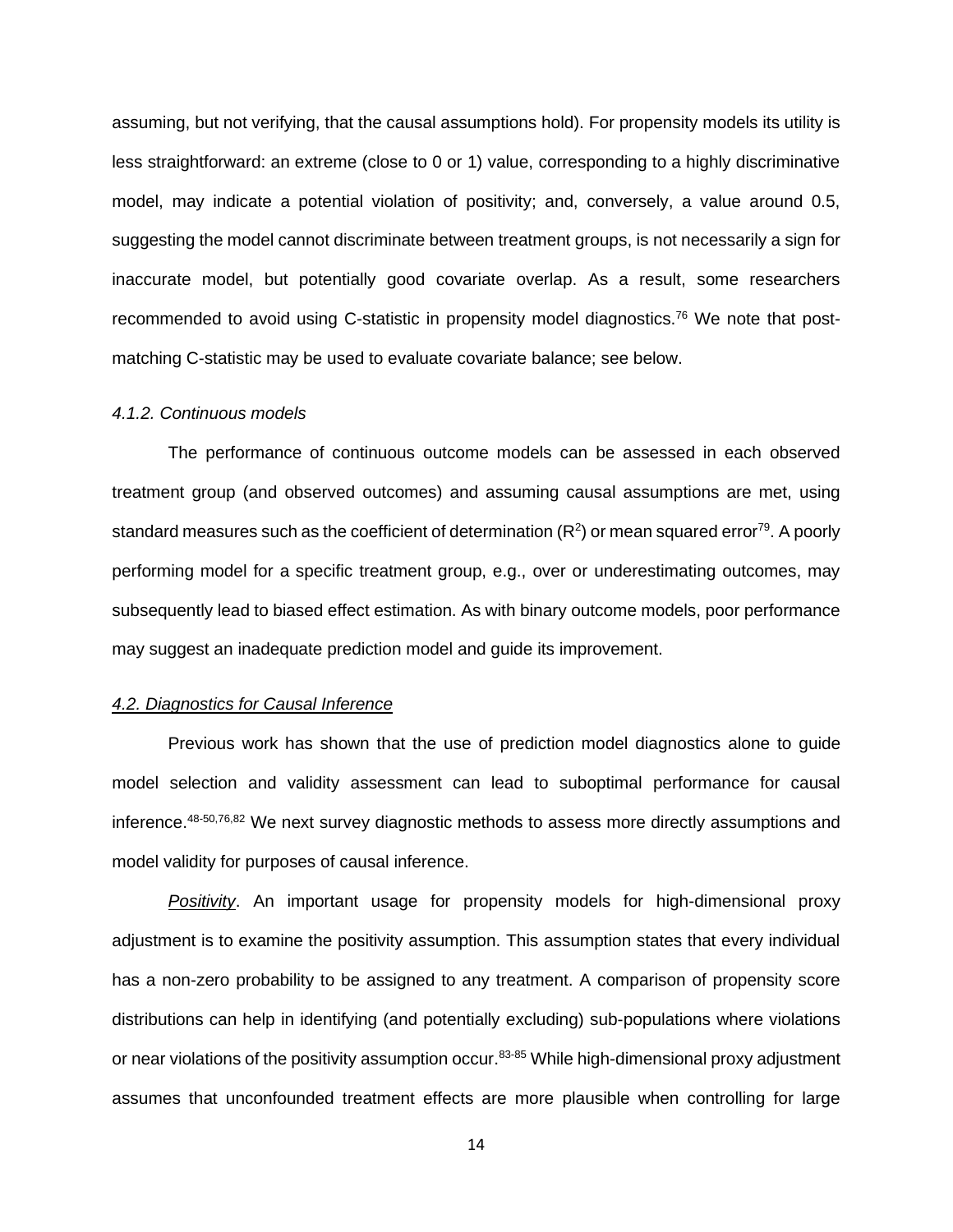assuming, but not verifying, that the causal assumptions hold). For propensity models its utility is less straightforward: an extreme (close to 0 or 1) value, corresponding to a highly discriminative model, may indicate a potential violation of positivity; and, conversely, a value around 0.5, suggesting the model cannot discriminate between treatment groups, is not necessarily a sign for inaccurate model, but potentially good covariate overlap. As a result, some researchers recommended to avoid using C-statistic in propensity model diagnostics.[76] We note that post-matching C-statistic may be used to evaluate covariate balance; see below.

### *4.1.2. Continuous models*

The performance of continuous outcome models can be assessed in each observed treatment group (and observed outcomes) and assuming causal assumptions are met, using standard measures such as the coefficient of determination ($R^2$) or mean squared error[79]. A poorly performing model for a specific treatment group, e.g., over or underestimating outcomes, may subsequently lead to biased effect estimation. As with binary outcome models, poor performance may suggest an inadequate prediction model and guide its improvement.

## *4.2. Diagnostics for Causal Inference*

Previous work has shown that the use of prediction model diagnostics alone to guide model selection and validity assessment can lead to suboptimal performance for causal inference.[48-50,76,82] We next survey diagnostic methods to assess more directly assumptions and model validity for purposes of causal inference.

*Positivity*. An important usage for propensity models for high-dimensional proxy adjustment is to examine the positivity assumption. This assumption states that every individual has a non-zero probability to be assigned to any treatment. A comparison of propensity score distributions can help in identifying (and potentially excluding) sub-populations where violations or near violations of the positivity assumption occur.[83-85] While high-dimensional proxy adjustment assumes that unconfounded treatment effects are more plausible when controlling for large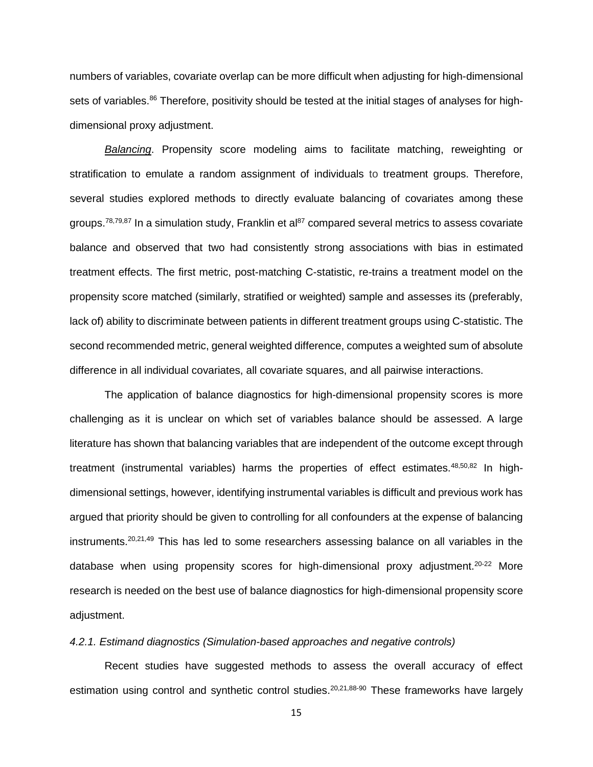numbers of variables, covariate overlap can be more difficult when adjusting for high-dimensional sets of variables.[86] Therefore, positivity should be tested at the initial stages of analyses for high-dimensional proxy adjustment.

***Balancing***. Propensity score modeling aims to facilitate matching, reweighting or stratification to emulate a random assignment of individuals to treatment groups. Therefore, several studies explored methods to directly evaluate balancing of covariates among these groups.[78,79,87] In a simulation study, Franklin et al[87] compared several metrics to assess covariate balance and observed that two had consistently strong associations with bias in estimated treatment effects. The first metric, post-matching C-statistic, re-trains a treatment model on the propensity score matched (similarly, stratified or weighted) sample and assesses its (preferably, lack of) ability to discriminate between patients in different treatment groups using C-statistic. The second recommended metric, general weighted difference, computes a weighted sum of absolute difference in all individual covariates, all covariate squares, and all pairwise interactions.

The application of balance diagnostics for high-dimensional propensity scores is more challenging as it is unclear on which set of variables balance should be assessed. A large literature has shown that balancing variables that are independent of the outcome except through treatment (instrumental variables) harms the properties of effect estimates.[48,50,82] In high-dimensional settings, however, identifying instrumental variables is difficult and previous work has argued that priority should be given to controlling for all confounders at the expense of balancing instruments.[20,21,49] This has led to some researchers assessing balance on all variables in the database when using propensity scores for high-dimensional proxy adjustment.[20-22] More research is needed on the best use of balance diagnostics for high-dimensional propensity score adjustment.

*4.2.1. Estimand diagnostics (Simulation-based approaches and negative controls)*

Recent studies have suggested methods to assess the overall accuracy of effect estimation using control and synthetic control studies.[20,21,88-90] These frameworks have largely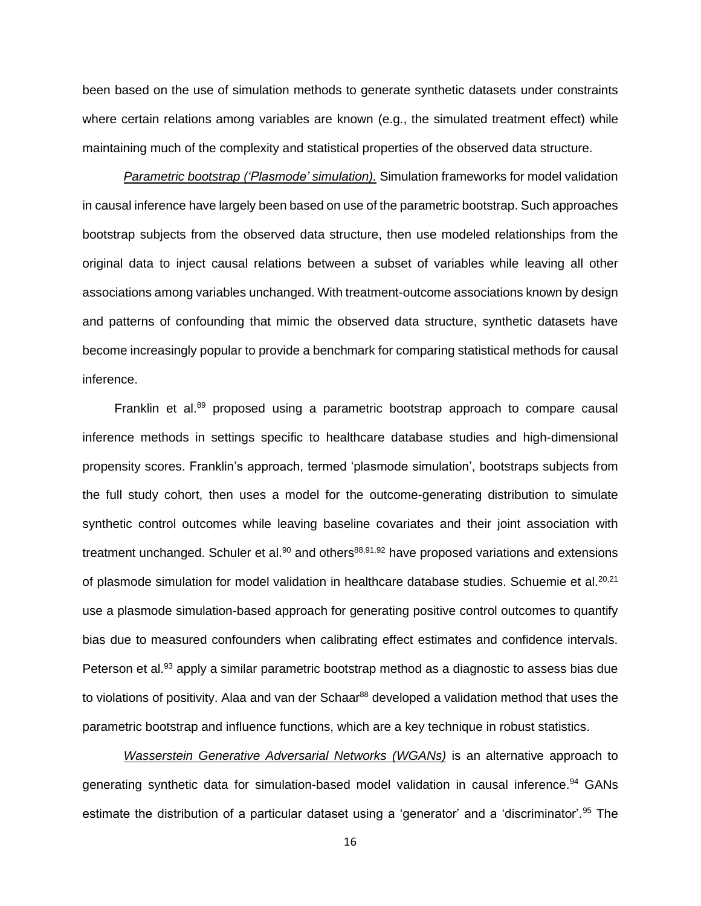been based on the use of simulation methods to generate synthetic datasets under constraints where certain relations among variables are known (e.g., the simulated treatment effect) while maintaining much of the complexity and statistical properties of the observed data structure.

*Parametric bootstrap ('Plasmode' simulation).* Simulation frameworks for model validation in causal inference have largely been based on use of the parametric bootstrap. Such approaches bootstrap subjects from the observed data structure, then use modeled relationships from the original data to inject causal relations between a subset of variables while leaving all other associations among variables unchanged. With treatment-outcome associations known by design and patterns of confounding that mimic the observed data structure, synthetic datasets have become increasingly popular to provide a benchmark for comparing statistical methods for causal inference.

Franklin et al.[89] proposed using a parametric bootstrap approach to compare causal inference methods in settings specific to healthcare database studies and high-dimensional propensity scores. Franklin's approach, termed 'plasmode simulation', bootstraps subjects from the full study cohort, then uses a model for the outcome-generating distribution to simulate synthetic control outcomes while leaving baseline covariates and their joint association with treatment unchanged. Schuler et al.[90] and others[88,91,92] have proposed variations and extensions of plasmode simulation for model validation in healthcare database studies. Schuemie et al.[20,21] use a plasmode simulation-based approach for generating positive control outcomes to quantify bias due to measured confounders when calibrating effect estimates and confidence intervals. Peterson et al.[93] apply a similar parametric bootstrap method as a diagnostic to assess bias due to violations of positivity. Alaa and van der Schaar[88] developed a validation method that uses the parametric bootstrap and influence functions, which are a key technique in robust statistics.

*Wasserstein Generative Adversarial Networks (WGANs)* is an alternative approach to generating synthetic data for simulation-based model validation in causal inference.[94] GANs estimate the distribution of a particular dataset using a 'generator' and a 'discriminator'.[95] The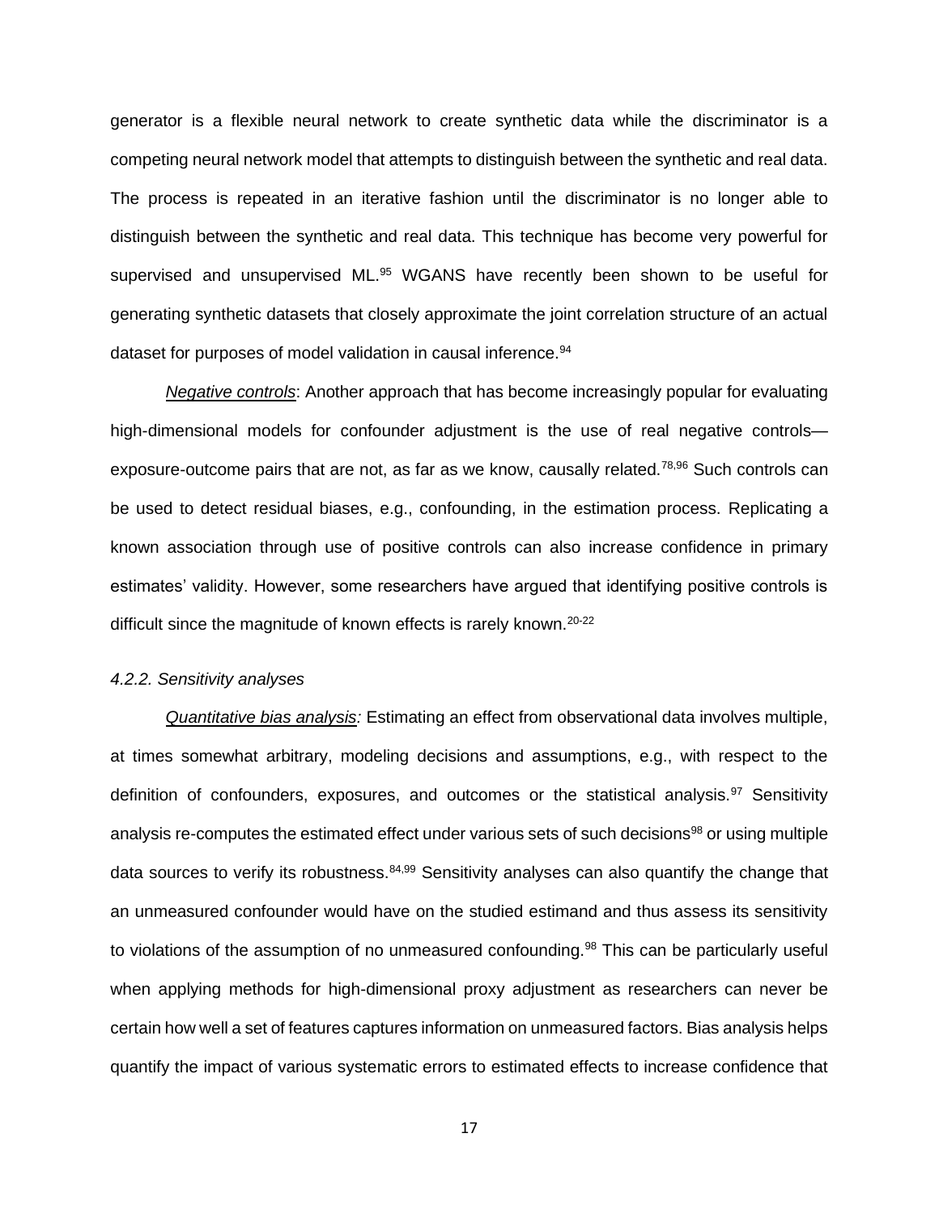generator is a flexible neural network to create synthetic data while the discriminator is a competing neural network model that attempts to distinguish between the synthetic and real data. The process is repeated in an iterative fashion until the discriminator is no longer able to distinguish between the synthetic and real data. This technique has become very powerful for supervised and unsupervised ML.[95] WGANS have recently been shown to be useful for generating synthetic datasets that closely approximate the joint correlation structure of an actual dataset for purposes of model validation in causal inference.[94]

*Negative controls*: Another approach that has become increasingly popular for evaluating high-dimensional models for confounder adjustment is the use of real negative controls—exposure-outcome pairs that are not, as far as we know, causally related.[78,96] Such controls can be used to detect residual biases, e.g., confounding, in the estimation process. Replicating a known association through use of positive controls can also increase confidence in primary estimates' validity. However, some researchers have argued that identifying positive controls is difficult since the magnitude of known effects is rarely known.[20-22]

### *4.2.2. Sensitivity analyses*

*Quantitative bias analysis:* Estimating an effect from observational data involves multiple, at times somewhat arbitrary, modeling decisions and assumptions, e.g., with respect to the definition of confounders, exposures, and outcomes or the statistical analysis.[97] Sensitivity analysis re-computes the estimated effect under various sets of such decisions[98] or using multiple data sources to verify its robustness.[84,99] Sensitivity analyses can also quantify the change that an unmeasured confounder would have on the studied estimand and thus assess its sensitivity to violations of the assumption of no unmeasured confounding.[98] This can be particularly useful when applying methods for high-dimensional proxy adjustment as researchers can never be certain how well a set of features captures information on unmeasured factors. Bias analysis helps quantify the impact of various systematic errors to estimated effects to increase confidence that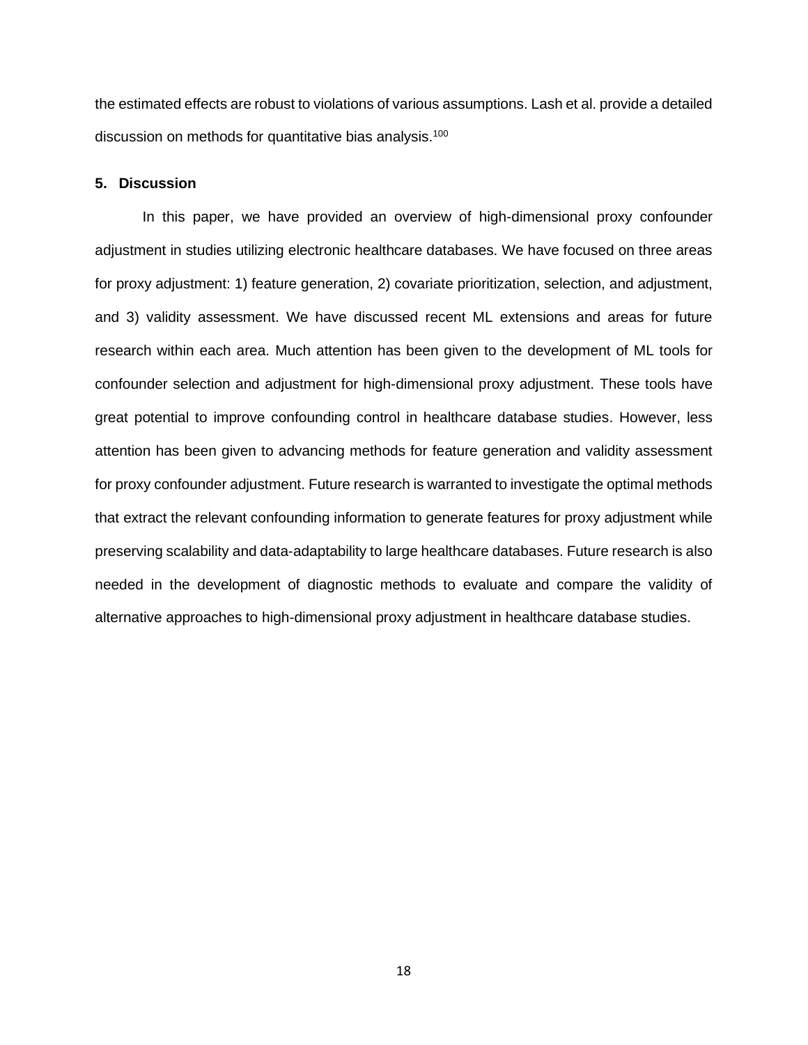the estimated effects are robust to violations of various assumptions. Lash et al. provide a detailed discussion on methods for quantitative bias analysis.[100]

## 5. Discussion

In this paper, we have provided an overview of high-dimensional proxy confounder adjustment in studies utilizing electronic healthcare databases. We have focused on three areas for proxy adjustment: 1) feature generation, 2) covariate prioritization, selection, and adjustment, and 3) validity assessment. We have discussed recent ML extensions and areas for future research within each area. Much attention has been given to the development of ML tools for confounder selection and adjustment for high-dimensional proxy adjustment. These tools have great potential to improve confounding control in healthcare database studies. However, less attention has been given to advancing methods for feature generation and validity assessment for proxy confounder adjustment. Future research is warranted to investigate the optimal methods that extract the relevant confounding information to generate features for proxy adjustment while preserving scalability and data-adaptability to large healthcare databases. Future research is also needed in the development of diagnostic methods to evaluate and compare the validity of alternative approaches to high-dimensional proxy adjustment in healthcare database studies.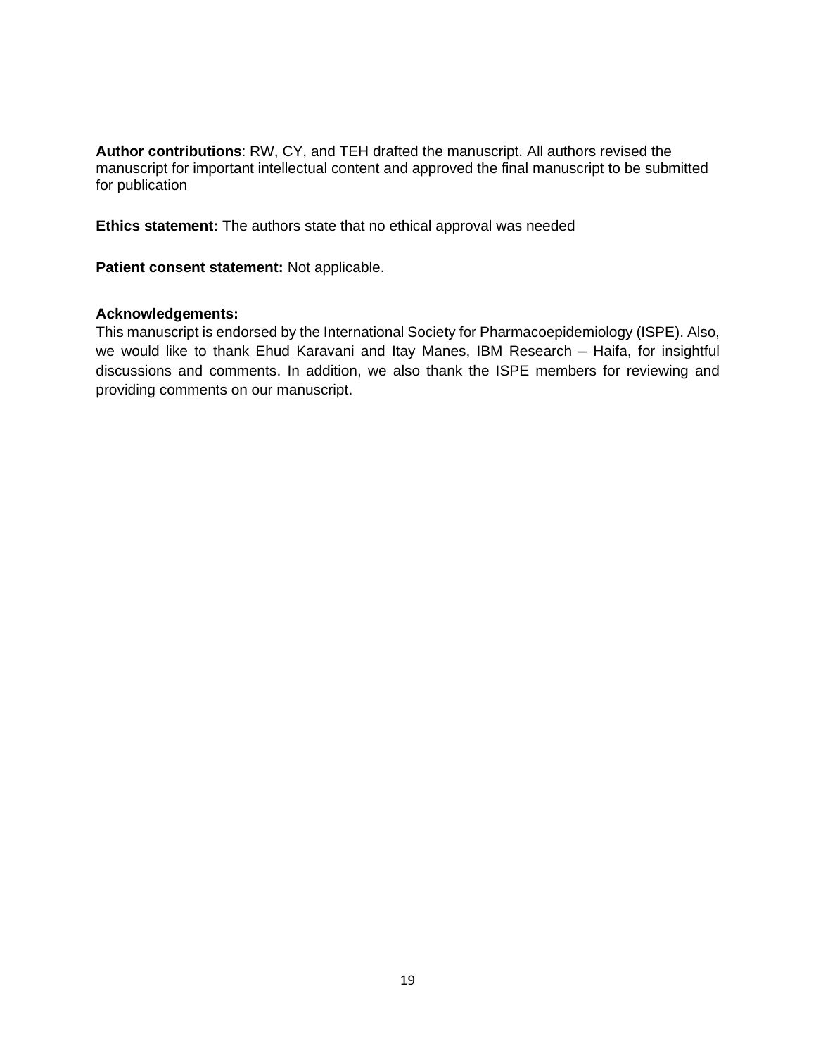**Author contributions**: RW, CY, and TEH drafted the manuscript. All authors revised the manuscript for important intellectual content and approved the final manuscript to be submitted for publication

**Ethics statement:** The authors state that no ethical approval was needed

**Patient consent statement:** Not applicable.

**Acknowledgements:**

This manuscript is endorsed by the International Society for Pharmacoepidemiology (ISPE). Also, we would like to thank Ehud Karavani and Itay Manes, IBM Research – Haifa, for insightful discussions and comments. In addition, we also thank the ISPE members for reviewing and providing comments on our manuscript.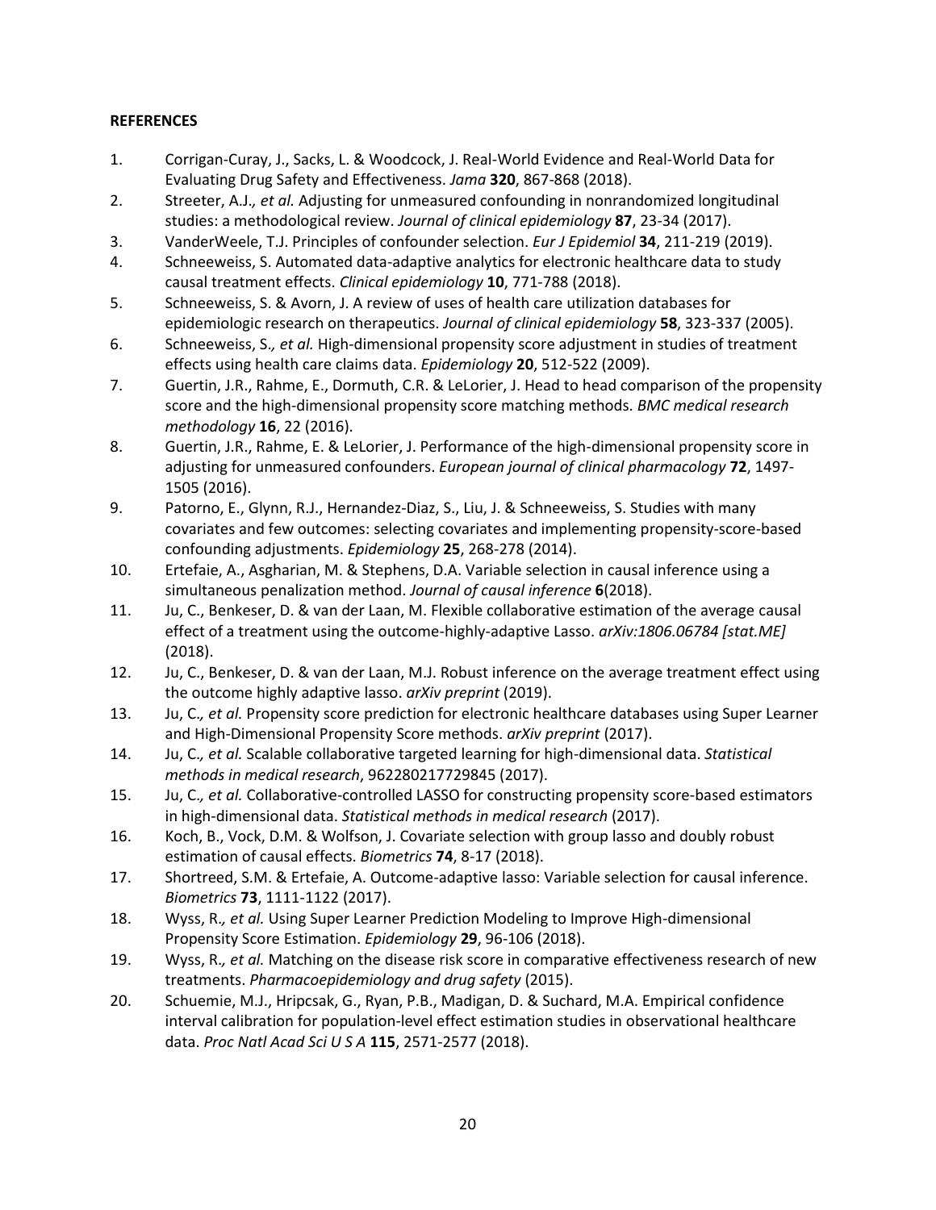**REFERENCES**

1. Corrigan-Curay, J., Sacks, L. & Woodcock, J. Real-World Evidence and Real-World Data for Evaluating Drug Safety and Effectiveness. *Jama* **320**, 867-868 (2018).
2. Streeter, A.J.*, et al.* Adjusting for unmeasured confounding in nonrandomized longitudinal studies: a methodological review. *Journal of clinical epidemiology* **87**, 23-34 (2017).
3. VanderWeele, T.J. Principles of confounder selection. *Eur J Epidemiol* **34**, 211-219 (2019).
4. Schneeweiss, S. Automated data-adaptive analytics for electronic healthcare data to study causal treatment effects. *Clinical epidemiology* **10**, 771-788 (2018).
5. Schneeweiss, S. & Avorn, J. A review of uses of health care utilization databases for epidemiologic research on therapeutics. *Journal of clinical epidemiology* **58**, 323-337 (2005).
6. Schneeweiss, S.*, et al.* High-dimensional propensity score adjustment in studies of treatment effects using health care claims data. *Epidemiology* **20**, 512-522 (2009).
7. Guertin, J.R., Rahme, E., Dormuth, C.R. & LeLorier, J. Head to head comparison of the propensity score and the high-dimensional propensity score matching methods. *BMC medical research methodology* **16**, 22 (2016).
8. Guertin, J.R., Rahme, E. & LeLorier, J. Performance of the high-dimensional propensity score in adjusting for unmeasured confounders. *European journal of clinical pharmacology* **72**, 1497-1505 (2016).
9. Patorno, E., Glynn, R.J., Hernandez-Diaz, S., Liu, J. & Schneeweiss, S. Studies with many covariates and few outcomes: selecting covariates and implementing propensity-score-based confounding adjustments. *Epidemiology* **25**, 268-278 (2014).
10. Ertefaie, A., Asgharian, M. & Stephens, D.A. Variable selection in causal inference using a simultaneous penalization method. *Journal of causal inference* **6**(2018).
11. Ju, C., Benkeser, D. & van der Laan, M. Flexible collaborative estimation of the average causal effect of a treatment using the outcome-highly-adaptive Lasso. *arXiv:1806.06784 [stat.ME]* (2018).
12. Ju, C., Benkeser, D. & van der Laan, M.J. Robust inference on the average treatment effect using the outcome highly adaptive lasso. *arXiv preprint* (2019).
13. Ju, C.*, et al.* Propensity score prediction for electronic healthcare databases using Super Learner and High-Dimensional Propensity Score methods. *arXiv preprint* (2017).
14. Ju, C.*, et al.* Scalable collaborative targeted learning for high-dimensional data. *Statistical methods in medical research*, 962280217729845 (2017).
15. Ju, C.*, et al.* Collaborative-controlled LASSO for constructing propensity score-based estimators in high-dimensional data. *Statistical methods in medical research* (2017).
16. Koch, B., Vock, D.M. & Wolfson, J. Covariate selection with group lasso and doubly robust estimation of causal effects. *Biometrics* **74**, 8-17 (2018).
17. Shortreed, S.M. & Ertefaie, A. Outcome-adaptive lasso: Variable selection for causal inference. *Biometrics* **73**, 1111-1122 (2017).
18. Wyss, R.*, et al.* Using Super Learner Prediction Modeling to Improve High-dimensional Propensity Score Estimation. *Epidemiology* **29**, 96-106 (2018).
19. Wyss, R.*, et al.* Matching on the disease risk score in comparative effectiveness research of new treatments. *Pharmacoepidemiology and drug safety* (2015).
20. Schuemie, M.J., Hripcsak, G., Ryan, P.B., Madigan, D. & Suchard, M.A. Empirical confidence interval calibration for population-level effect estimation studies in observational healthcare data. *Proc Natl Acad Sci U S A* **115**, 2571-2577 (2018).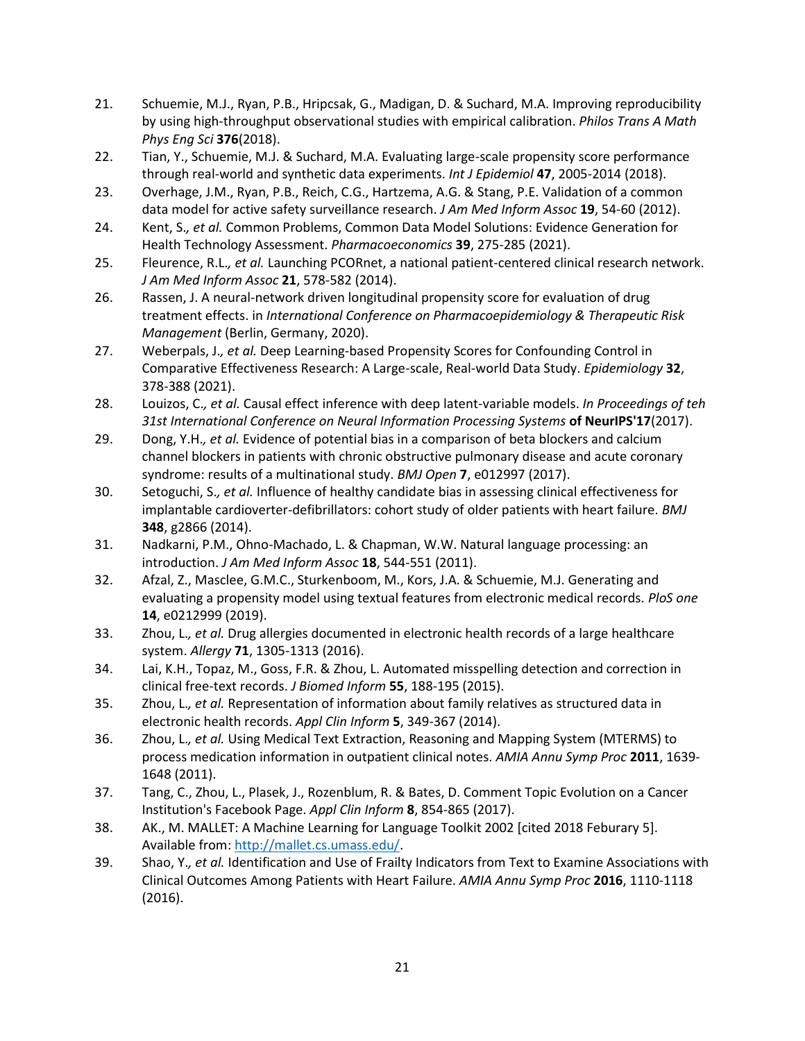21. Schuemie, M.J., Ryan, P.B., Hripcsak, G., Madigan, D. & Suchard, M.A. Improving reproducibility by using high-throughput observational studies with empirical calibration. *Philos Trans A Math Phys Eng Sci* **376**(2018).
22. Tian, Y., Schuemie, M.J. & Suchard, M.A. Evaluating large-scale propensity score performance through real-world and synthetic data experiments. *Int J Epidemiol* **47**, 2005-2014 (2018).
23. Overhage, J.M., Ryan, P.B., Reich, C.G., Hartzema, A.G. & Stang, P.E. Validation of a common data model for active safety surveillance research. *J Am Med Inform Assoc* **19**, 54-60 (2012).
24. Kent, S.*, et al.* Common Problems, Common Data Model Solutions: Evidence Generation for Health Technology Assessment. *Pharmacoeconomics* **39**, 275-285 (2021).
25. Fleurence, R.L.*, et al.* Launching PCORnet, a national patient-centered clinical research network. *J Am Med Inform Assoc* **21**, 578-582 (2014).
26. Rassen, J. A neural-network driven longitudinal propensity score for evaluation of drug treatment effects. in *International Conference on Pharmacoepidemiology & Therapeutic Risk Management* (Berlin, Germany, 2020).
27. Weberpals, J.*, et al.* Deep Learning-based Propensity Scores for Confounding Control in Comparative Effectiveness Research: A Large-scale, Real-world Data Study. *Epidemiology* **32**, 378-388 (2021).
28. Louizos, C.*, et al.* Causal effect inference with deep latent-variable models. *In Proceedings of teh 31st International Conference on Neural Information Processing Systems* **of NeurIPS'17**(2017).
29. Dong, Y.H.*, et al.* Evidence of potential bias in a comparison of beta blockers and calcium channel blockers in patients with chronic obstructive pulmonary disease and acute coronary syndrome: results of a multinational study. *BMJ Open* **7**, e012997 (2017).
30. Setoguchi, S.*, et al.* Influence of healthy candidate bias in assessing clinical effectiveness for implantable cardioverter-defibrillators: cohort study of older patients with heart failure. *BMJ* **348**, g2866 (2014).
31. Nadkarni, P.M., Ohno-Machado, L. & Chapman, W.W. Natural language processing: an introduction. *J Am Med Inform Assoc* **18**, 544-551 (2011).
32. Afzal, Z., Masclee, G.M.C., Sturkenboom, M., Kors, J.A. & Schuemie, M.J. Generating and evaluating a propensity model using textual features from electronic medical records. *PloS one* **14**, e0212999 (2019).
33. Zhou, L.*, et al.* Drug allergies documented in electronic health records of a large healthcare system. *Allergy* **71**, 1305-1313 (2016).
34. Lai, K.H., Topaz, M., Goss, F.R. & Zhou, L. Automated misspelling detection and correction in clinical free-text records. *J Biomed Inform* **55**, 188-195 (2015).
35. Zhou, L.*, et al.* Representation of information about family relatives as structured data in electronic health records. *Appl Clin Inform* **5**, 349-367 (2014).
36. Zhou, L.*, et al.* Using Medical Text Extraction, Reasoning and Mapping System (MTERMS) to process medication information in outpatient clinical notes. *AMIA Annu Symp Proc* **2011**, 1639-1648 (2011).
37. Tang, C., Zhou, L., Plasek, J., Rozenblum, R. & Bates, D. Comment Topic Evolution on a Cancer Institution's Facebook Page. *Appl Clin Inform* **8**, 854-865 (2017).
38. AK., M. MALLET: A Machine Learning for Language Toolkit 2002 [cited 2018 Feburary 5]. Available from: http://mallet.cs.umass.edu/.
39. Shao, Y.*, et al.* Identification and Use of Frailty Indicators from Text to Examine Associations with Clinical Outcomes Among Patients with Heart Failure. *AMIA Annu Symp Proc* **2016**, 1110-1118 (2016).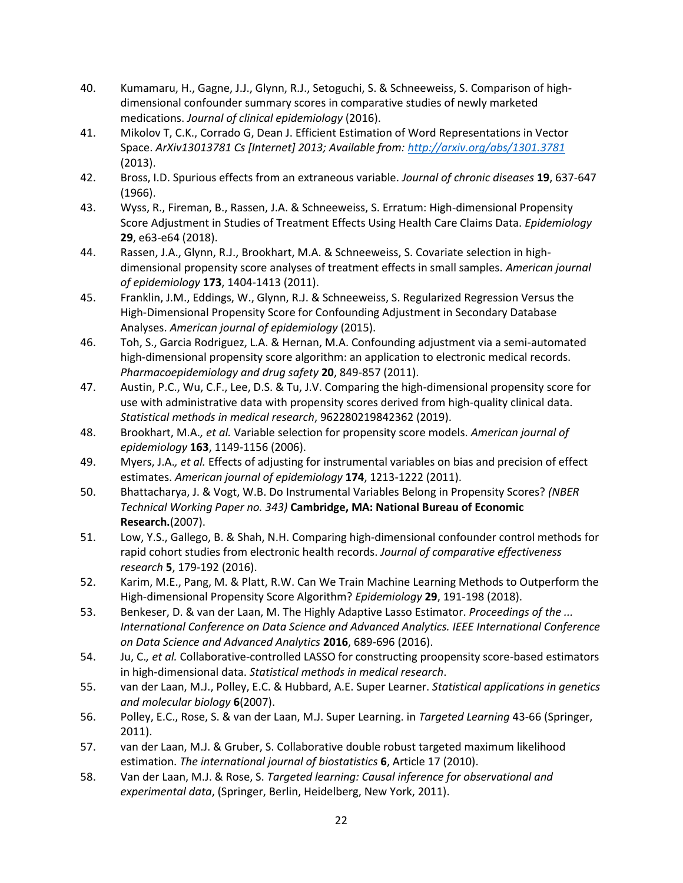40. Kumamaru, H., Gagne, J.J., Glynn, R.J., Setoguchi, S. & Schneeweiss, S. Comparison of high-dimensional confounder summary scores in comparative studies of newly marketed medications. *Journal of clinical epidemiology* (2016).
41. Mikolov T, C.K., Corrado G, Dean J. Efficient Estimation of Word Representations in Vector Space. *ArXiv13013781 Cs [Internet] 2013; Available from: http://arxiv.org/abs/1301.3781* (2013).
42. Bross, I.D. Spurious effects from an extraneous variable. *Journal of chronic diseases* **19**, 637-647 (1966).
43. Wyss, R., Fireman, B., Rassen, J.A. & Schneeweiss, S. Erratum: High-dimensional Propensity Score Adjustment in Studies of Treatment Effects Using Health Care Claims Data. *Epidemiology* **29**, e63-e64 (2018).
44. Rassen, J.A., Glynn, R.J., Brookhart, M.A. & Schneeweiss, S. Covariate selection in high-dimensional propensity score analyses of treatment effects in small samples. *American journal of epidemiology* **173**, 1404-1413 (2011).
45. Franklin, J.M., Eddings, W., Glynn, R.J. & Schneeweiss, S. Regularized Regression Versus the High-Dimensional Propensity Score for Confounding Adjustment in Secondary Database Analyses. *American journal of epidemiology* (2015).
46. Toh, S., Garcia Rodriguez, L.A. & Hernan, M.A. Confounding adjustment via a semi-automated high-dimensional propensity score algorithm: an application to electronic medical records. *Pharmacoepidemiology and drug safety* **20**, 849-857 (2011).
47. Austin, P.C., Wu, C.F., Lee, D.S. & Tu, J.V. Comparing the high-dimensional propensity score for use with administrative data with propensity scores derived from high-quality clinical data. *Statistical methods in medical research*, 962280219842362 (2019).
48. Brookhart, M.A.*, et al.* Variable selection for propensity score models. *American journal of epidemiology* **163**, 1149-1156 (2006).
49. Myers, J.A.*, et al.* Effects of adjusting for instrumental variables on bias and precision of effect estimates. *American journal of epidemiology* **174**, 1213-1222 (2011).
50. Bhattacharya, J. & Vogt, W.B. Do Instrumental Variables Belong in Propensity Scores? *(NBER Technical Working Paper no. 343)* **Cambridge, MA: National Bureau of Economic Research.**(2007).
51. Low, Y.S., Gallego, B. & Shah, N.H. Comparing high-dimensional confounder control methods for rapid cohort studies from electronic health records. *Journal of comparative effectiveness research* **5**, 179-192 (2016).
52. Karim, M.E., Pang, M. & Platt, R.W. Can We Train Machine Learning Methods to Outperform the High-dimensional Propensity Score Algorithm? *Epidemiology* **29**, 191-198 (2018).
53. Benkeser, D. & van der Laan, M. The Highly Adaptive Lasso Estimator. *Proceedings of the ... International Conference on Data Science and Advanced Analytics. IEEE International Conference on Data Science and Advanced Analytics* **2016**, 689-696 (2016).
54. Ju, C.*, et al.* Collaborative-controlled LASSO for constructing proopensity score-based estimators in high-dimensional data. *Statistical methods in medical research*.
55. van der Laan, M.J., Polley, E.C. & Hubbard, A.E. Super Learner. *Statistical applications in genetics and molecular biology* **6**(2007).
56. Polley, E.C., Rose, S. & van der Laan, M.J. Super Learning. in *Targeted Learning* 43-66 (Springer, 2011).
57. van der Laan, M.J. & Gruber, S. Collaborative double robust targeted maximum likelihood estimation. *The international journal of biostatistics* **6**, Article 17 (2010).
58. Van der Laan, M.J. & Rose, S. *Targeted learning: Causal inference for observational and experimental data*, (Springer, Berlin, Heidelberg, New York, 2011).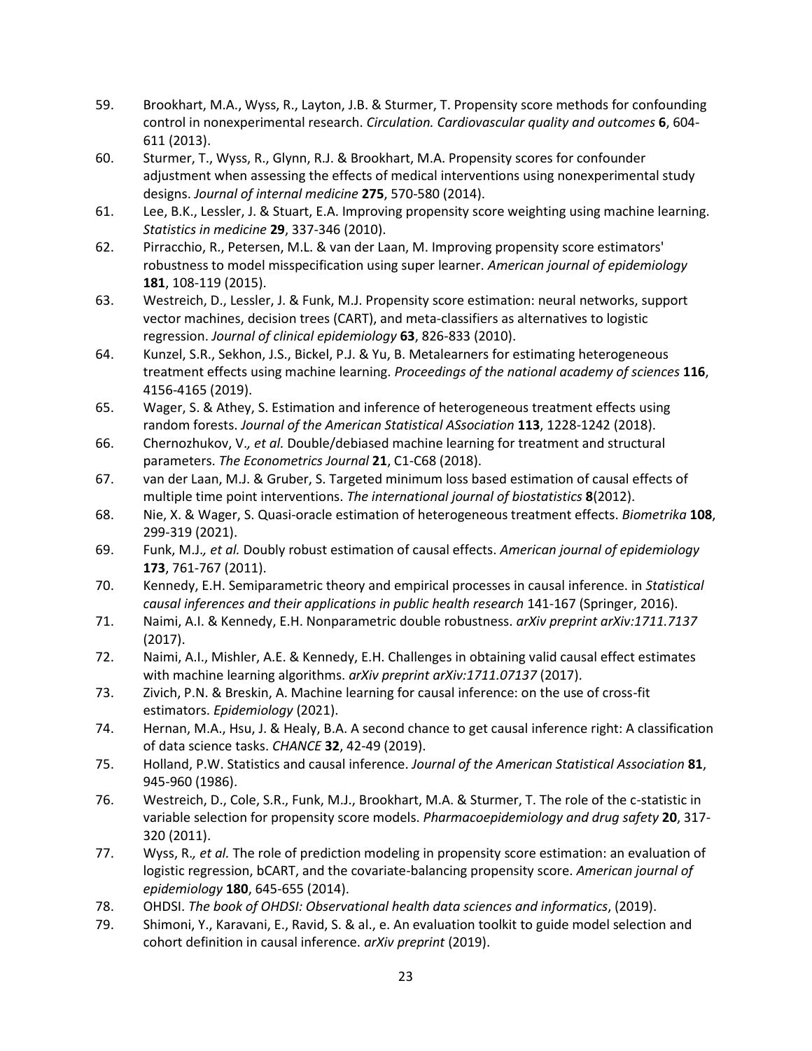59. Brookhart, M.A., Wyss, R., Layton, J.B. & Sturmer, T. Propensity score methods for confounding control in nonexperimental research. *Circulation. Cardiovascular quality and outcomes* **6**, 604-611 (2013).
60. Sturmer, T., Wyss, R., Glynn, R.J. & Brookhart, M.A. Propensity scores for confounder adjustment when assessing the effects of medical interventions using nonexperimental study designs. *Journal of internal medicine* **275**, 570-580 (2014).
61. Lee, B.K., Lessler, J. & Stuart, E.A. Improving propensity score weighting using machine learning. *Statistics in medicine* **29**, 337-346 (2010).
62. Pirracchio, R., Petersen, M.L. & van der Laan, M. Improving propensity score estimators' robustness to model misspecification using super learner. *American journal of epidemiology* **181**, 108-119 (2015).
63. Westreich, D., Lessler, J. & Funk, M.J. Propensity score estimation: neural networks, support vector machines, decision trees (CART), and meta-classifiers as alternatives to logistic regression. *Journal of clinical epidemiology* **63**, 826-833 (2010).
64. Kunzel, S.R., Sekhon, J.S., Bickel, P.J. & Yu, B. Metalearners for estimating heterogeneous treatment effects using machine learning. *Proceedings of the national academy of sciences* **116**, 4156-4165 (2019).
65. Wager, S. & Athey, S. Estimation and inference of heterogeneous treatment effects using random forests. *Journal of the American Statistical ASsociation* **113**, 1228-1242 (2018).
66. Chernozhukov, V*., et al.* Double/debiased machine learning for treatment and structural parameters. *The Econometrics Journal* **21**, C1-C68 (2018).
67. van der Laan, M.J. & Gruber, S. Targeted minimum loss based estimation of causal effects of multiple time point interventions. *The international journal of biostatistics* **8**(2012).
68. Nie, X. & Wager, S. Quasi-oracle estimation of heterogeneous treatment effects. *Biometrika* **108**, 299-319 (2021).
69. Funk, M.J*., et al.* Doubly robust estimation of causal effects. *American journal of epidemiology* **173**, 761-767 (2011).
70. Kennedy, E.H. Semiparametric theory and empirical processes in causal inference. in *Statistical causal inferences and their applications in public health research* 141-167 (Springer, 2016).
71. Naimi, A.I. & Kennedy, E.H. Nonparametric double robustness. *arXiv preprint arXiv:1711.7137* (2017).
72. Naimi, A.I., Mishler, A.E. & Kennedy, E.H. Challenges in obtaining valid causal effect estimates with machine learning algorithms. *arXiv preprint arXiv:1711.07137* (2017).
73. Zivich, P.N. & Breskin, A. Machine learning for causal inference: on the use of cross-fit estimators. *Epidemiology* (2021).
74. Hernan, M.A., Hsu, J. & Healy, B.A. A second chance to get causal inference right: A classification of data science tasks. *CHANCE* **32**, 42-49 (2019).
75. Holland, P.W. Statistics and causal inference. *Journal of the American Statistical Association* **81**, 945-960 (1986).
76. Westreich, D., Cole, S.R., Funk, M.J., Brookhart, M.A. & Sturmer, T. The role of the c-statistic in variable selection for propensity score models. *Pharmacoepidemiology and drug safety* **20**, 317-320 (2011).
77. Wyss, R*., et al.* The role of prediction modeling in propensity score estimation: an evaluation of logistic regression, bCART, and the covariate-balancing propensity score. *American journal of epidemiology* **180**, 645-655 (2014).
78. OHDSI. *The book of OHDSI: Observational health data sciences and informatics*, (2019).
79. Shimoni, Y., Karavani, E., Ravid, S. & al., e. An evaluation toolkit to guide model selection and cohort definition in causal inference. *arXiv preprint* (2019).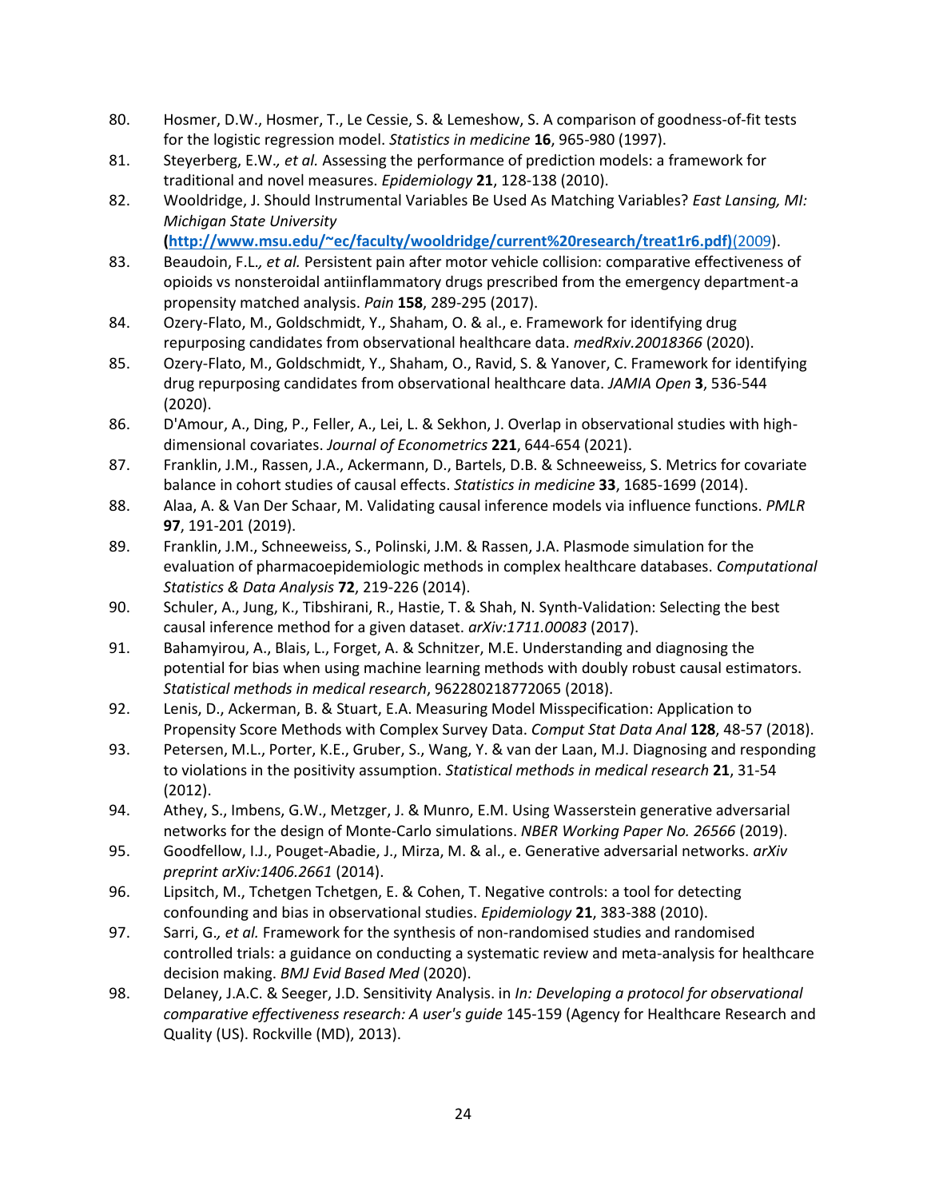80. Hosmer, D.W., Hosmer, T., Le Cessie, S. & Lemeshow, S. A comparison of goodness-of-fit tests for the logistic regression model. *Statistics in medicine* **16**, 965-980 (1997).
81. Steyerberg, E.W.*, et al.* Assessing the performance of prediction models: a framework for traditional and novel measures. *Epidemiology* **21**, 128-138 (2010).
82. Wooldridge, J. Should Instrumental Variables Be Used As Matching Variables? *East Lansing, MI: Michigan State University* **(http://www.msu.edu/~ec/faculty/wooldridge/current%20research/treat1r6.pdf)**(2009).
83. Beaudoin, F.L.*, et al.* Persistent pain after motor vehicle collision: comparative effectiveness of opioids vs nonsteroidal antiinflammatory drugs prescribed from the emergency department-a propensity matched analysis. *Pain* **158**, 289-295 (2017).
84. Ozery-Flato, M., Goldschmidt, Y., Shaham, O. & al., e. Framework for identifying drug repurposing candidates from observational healthcare data. *medRxiv.20018366* (2020).
85. Ozery-Flato, M., Goldschmidt, Y., Shaham, O., Ravid, S. & Yanover, C. Framework for identifying drug repurposing candidates from observational healthcare data. *JAMIA Open* **3**, 536-544 (2020).
86. D'Amour, A., Ding, P., Feller, A., Lei, L. & Sekhon, J. Overlap in observational studies with high-dimensional covariates. *Journal of Econometrics* **221**, 644-654 (2021).
87. Franklin, J.M., Rassen, J.A., Ackermann, D., Bartels, D.B. & Schneeweiss, S. Metrics for covariate balance in cohort studies of causal effects. *Statistics in medicine* **33**, 1685-1699 (2014).
88. Alaa, A. & Van Der Schaar, M. Validating causal inference models via influence functions. *PMLR* **97**, 191-201 (2019).
89. Franklin, J.M., Schneeweiss, S., Polinski, J.M. & Rassen, J.A. Plasmode simulation for the evaluation of pharmacoepidemiologic methods in complex healthcare databases. *Computational Statistics & Data Analysis* **72**, 219-226 (2014).
90. Schuler, A., Jung, K., Tibshirani, R., Hastie, T. & Shah, N. Synth-Validation: Selecting the best causal inference method for a given dataset. *arXiv:1711.00083* (2017).
91. Bahamyirou, A., Blais, L., Forget, A. & Schnitzer, M.E. Understanding and diagnosing the potential for bias when using machine learning methods with doubly robust causal estimators. *Statistical methods in medical research*, 962280218772065 (2018).
92. Lenis, D., Ackerman, B. & Stuart, E.A. Measuring Model Misspecification: Application to Propensity Score Methods with Complex Survey Data. *Comput Stat Data Anal* **128**, 48-57 (2018).
93. Petersen, M.L., Porter, K.E., Gruber, S., Wang, Y. & van der Laan, M.J. Diagnosing and responding to violations in the positivity assumption. *Statistical methods in medical research* **21**, 31-54 (2012).
94. Athey, S., Imbens, G.W., Metzger, J. & Munro, E.M. Using Wasserstein generative adversarial networks for the design of Monte-Carlo simulations. *NBER Working Paper No. 26566* (2019).
95. Goodfellow, I.J., Pouget-Abadie, J., Mirza, M. & al., e. Generative adversarial networks. *arXiv preprint arXiv:1406.2661* (2014).
96. Lipsitch, M., Tchetgen Tchetgen, E. & Cohen, T. Negative controls: a tool for detecting confounding and bias in observational studies. *Epidemiology* **21**, 383-388 (2010).
97. Sarri, G.*, et al.* Framework for the synthesis of non-randomised studies and randomised controlled trials: a guidance on conducting a systematic review and meta-analysis for healthcare decision making. *BMJ Evid Based Med* (2020).
98. Delaney, J.A.C. & Seeger, J.D. Sensitivity Analysis. in *In: Developing a protocol for observational comparative effectiveness research: A user's guide* 145-159 (Agency for Healthcare Research and Quality (US). Rockville (MD), 2013).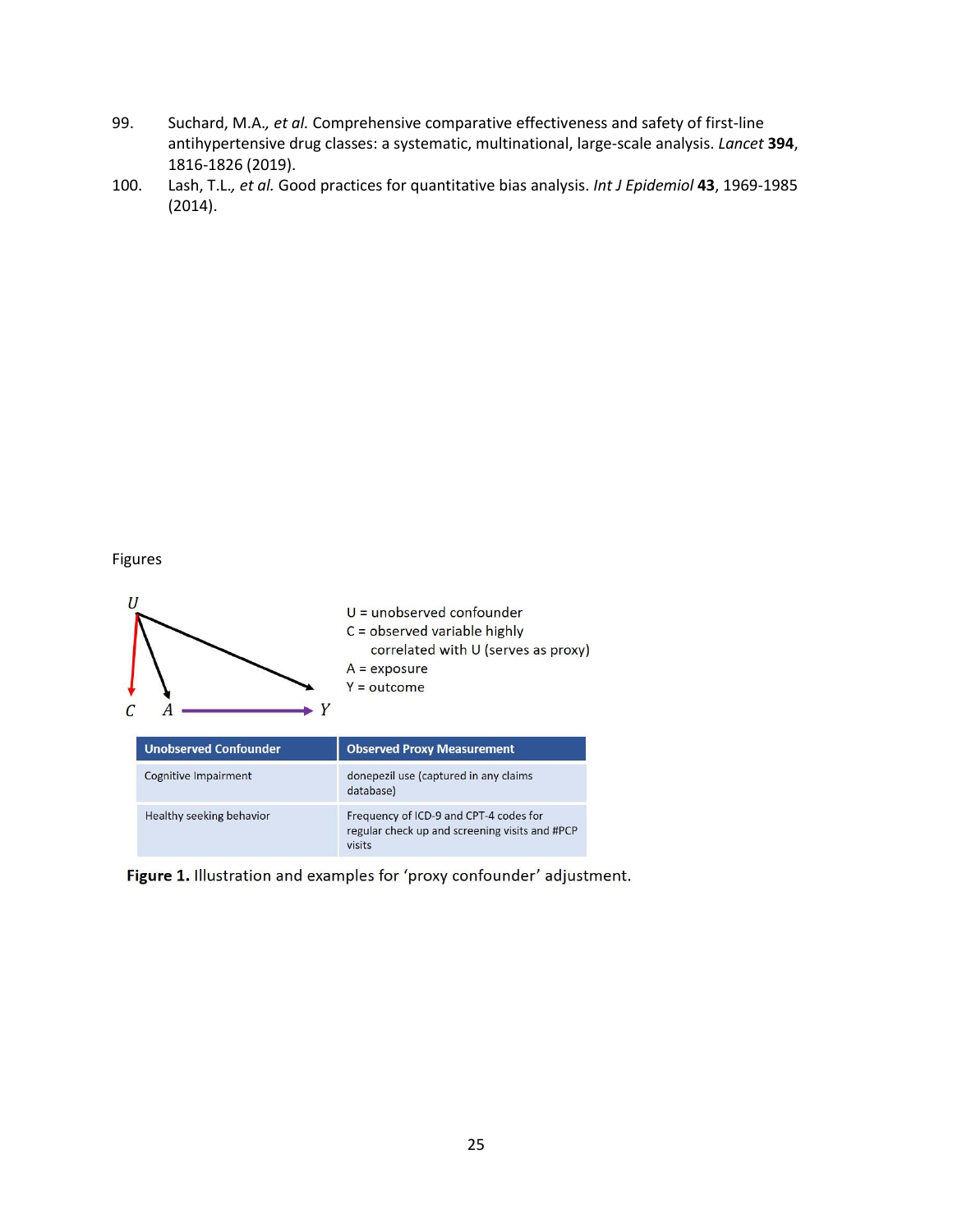99. Suchard, M.A., *et al.* Comprehensive comparative effectiveness and safety of first-line antihypertensive drug classes: a systematic, multinational, large-scale analysis. *Lancet* **394**, 1816-1826 (2019).

100. Lash, T.L., *et al.* Good practices for quantitative bias analysis. *Int J Epidemiol* **43**, 1969-1985 (2014).

Figures

U

C A Y

U = unobserved confounder
C = observed variable highly correlated with U (serves as proxy)
A = exposure
Y = outcome

| Unobserved Confounder | Observed Proxy Measurement |
|---|---|
| Cognitive Impairment | donepezil use (captured in any claims database) |
| Healthy seeking behavior | Frequency of ICD-9 and CPT-4 codes for regular check up and screening visits and #PCP visits |

**Figure 1.** Illustration and examples for 'proxy confounder' adjustment.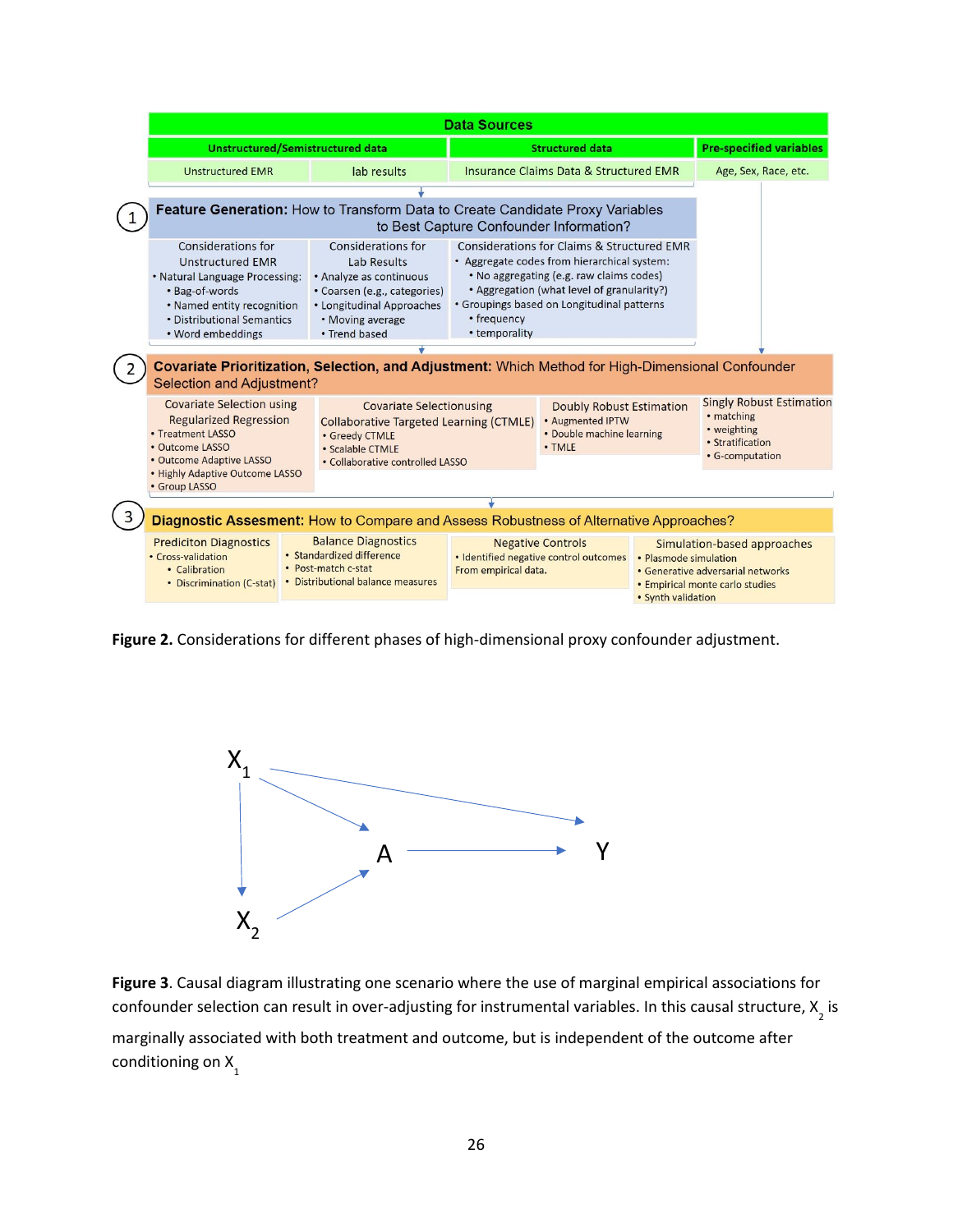Data Sources

Unstructured/Semistructured data

Structured data

Pre-specified variables

Unstructured EMR

lab results

Insurance Claims Data & Structured EMR

Age, Sex, Race, etc.

1

**Feature Generation:** How to Transform Data to Create Candidate Proxy Variables to Best Capture Confounder Information?

Considerations for Unstructured EMR
- Natural Language Processing:
  - Bag-of-words
  - Named entity recognition
  - Distributional Semantics
  - Word embeddings

Considerations for Lab Results
- Analyze as continuous
- Coarsen (e.g., categories)
- Longitudinal Approaches
  - Moving average
  - Trend based

Considerations for Claims & Structured EMR
- Aggregate codes from hierarchical system:
  - No aggregating (e.g. raw claims codes)
  - Aggregation (what level of granularity?)
- Groupings based on Longitudinal patterns
  - frequency
  - temporality

2

**Covariate Prioritization, Selection, and Adjustment:** Which Method for High-Dimensional Confounder Selection and Adjustment?

Covariate Selection using Regularized Regression
- Treatment LASSO
- Outcome LASSO
- Outcome Adaptive LASSO
- Highly Adaptive Outcome LASSO
- Group LASSO

Covariate Selectionusing Collaborative Targeted Learning (CTMLE)
- Greedy CTMLE
- Scalable CTMLE
- Collaborative controlled LASSO

Doubly Robust Estimation
- Augmented IPTW
- Double machine learning
- TMLE

Singly Robust Estimation
- matching
- weighting
- Stratification
- G-computation

3

**Diagnostic Assesment:** How to Compare and Assess Robustness of Alternative Approaches?

Prediciton Diagnostics
- Cross-validation
  - Calibration
  - Discrimination (C-stat)

Balance Diagnostics
- Standardized difference
- Post-match c-stat
- Distributional balance measures

Negative Controls
- Identified negative control outcomes From empirical data.

Simulation-based approaches
- Plasmode simulation
- Generative adversarial networks
- Empirical monte carlo studies
- Synth validation

**Figure 2.** Considerations for different phases of high-dimensional proxy confounder adjustment.

$X_1$

A

Y

$X_2$

**Figure 3**. Causal diagram illustrating one scenario where the use of marginal empirical associations for confounder selection can result in over-adjusting for instrumental variables. In this causal structure, $X_2$ is marginally associated with both treatment and outcome, but is independent of the outcome after conditioning on $X_1$